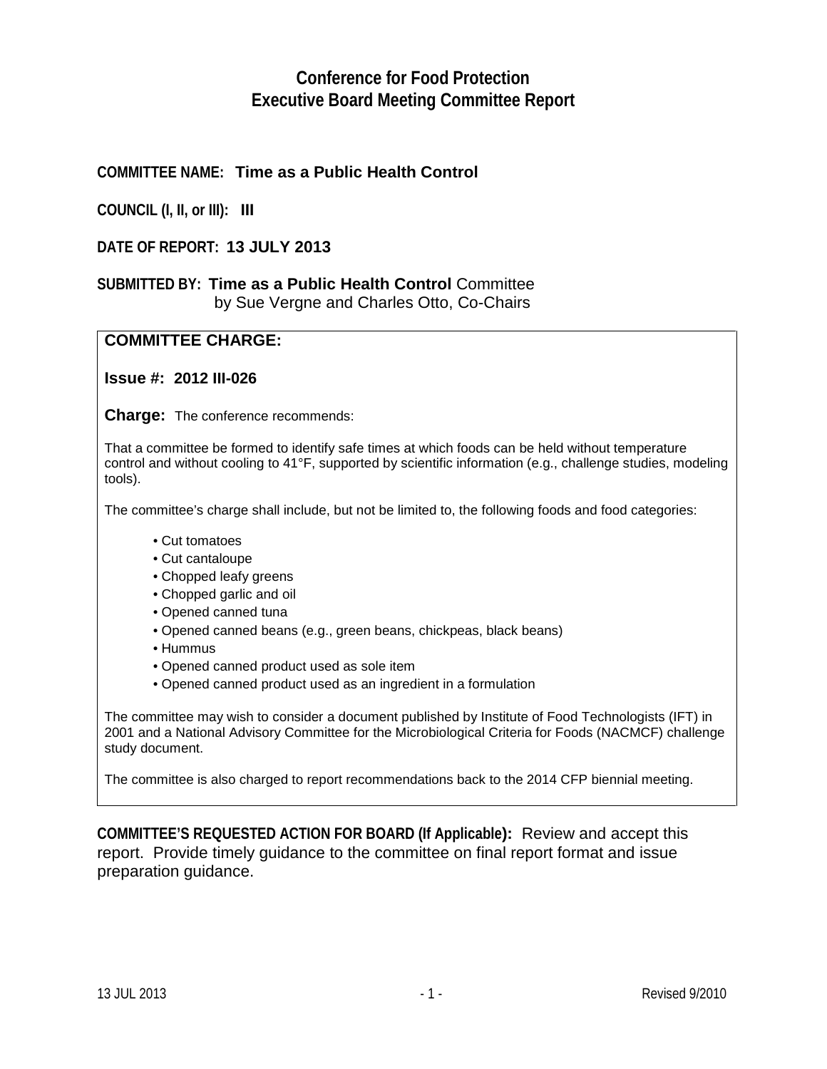# Conference for Food Protection
# Executive Board Meeting Committee Report

**COMMITTEE NAME:** **Time as a Public Health Control**

**COUNCIL (I, II, or III):** **III**

**DATE OF REPORT:** **13 JULY 2013**

**SUBMITTED BY:** **Time as a Public Health Control** Committee
by Sue Vergne and Charles Otto, Co-Chairs

## COMMITTEE CHARGE:

**Issue #: 2012 III-026**

**Charge:** The conference recommends:

That a committee be formed to identify safe times at which foods can be held without temperature control and without cooling to 41°F, supported by scientific information (e.g., challenge studies, modeling tools).

The committee's charge shall include, but not be limited to, the following foods and food categories:

- Cut tomatoes
- Cut cantaloupe
- Chopped leafy greens
- Chopped garlic and oil
- Opened canned tuna
- Opened canned beans (e.g., green beans, chickpeas, black beans)
- Hummus
- Opened canned product used as sole item
- Opened canned product used as an ingredient in a formulation

The committee may wish to consider a document published by Institute of Food Technologists (IFT) in 2001 and a National Advisory Committee for the Microbiological Criteria for Foods (NACMCF) challenge study document.

The committee is also charged to report recommendations back to the 2014 CFP biennial meeting.

**COMMITTEE'S REQUESTED ACTION FOR BOARD (If Applicable):** Review and accept this report. Provide timely guidance to the committee on final report format and issue preparation guidance.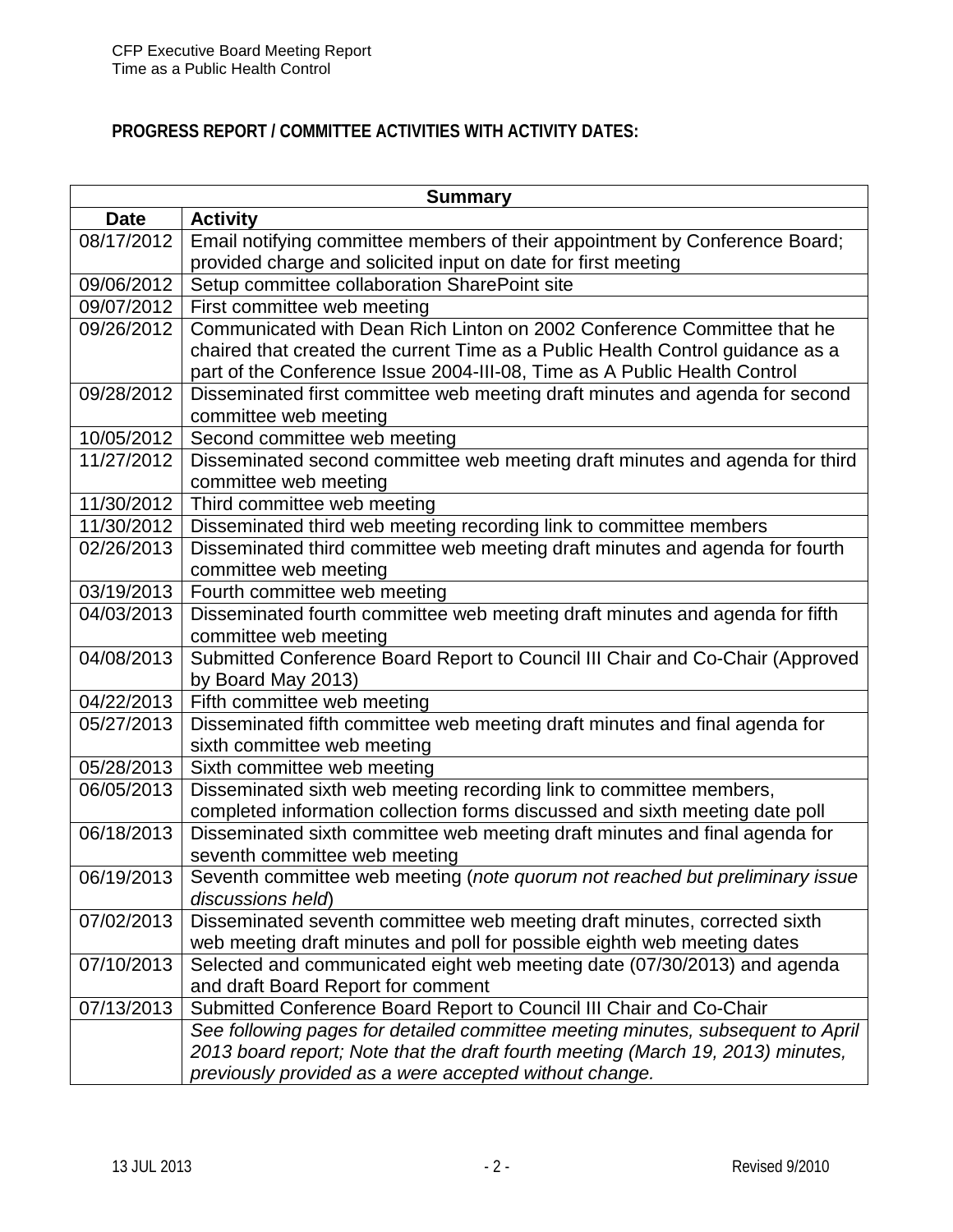**PROGRESS REPORT / COMMITTEE ACTIVITIES WITH ACTIVITY DATES:**

| Summary | |
|---|---|
| **Date** | **Activity** |
| 08/17/2012 | Email notifying committee members of their appointment by Conference Board; provided charge and solicited input on date for first meeting |
| 09/06/2012 | Setup committee collaboration SharePoint site |
| 09/07/2012 | First committee web meeting |
| 09/26/2012 | Communicated with Dean Rich Linton on 2002 Conference Committee that he chaired that created the current Time as a Public Health Control guidance as a part of the Conference Issue 2004-III-08, Time as A Public Health Control |
| 09/28/2012 | Disseminated first committee web meeting draft minutes and agenda for second committee web meeting |
| 10/05/2012 | Second committee web meeting |
| 11/27/2012 | Disseminated second committee web meeting draft minutes and agenda for third committee web meeting |
| 11/30/2012 | Third committee web meeting |
| 11/30/2012 | Disseminated third web meeting recording link to committee members |
| 02/26/2013 | Disseminated third committee web meeting draft minutes and agenda for fourth committee web meeting |
| 03/19/2013 | Fourth committee web meeting |
| 04/03/2013 | Disseminated fourth committee web meeting draft minutes and agenda for fifth committee web meeting |
| 04/08/2013 | Submitted Conference Board Report to Council III Chair and Co-Chair (Approved by Board May 2013) |
| 04/22/2013 | Fifth committee web meeting |
| 05/27/2013 | Disseminated fifth committee web meeting draft minutes and final agenda for sixth committee web meeting |
| 05/28/2013 | Sixth committee web meeting |
| 06/05/2013 | Disseminated sixth web meeting recording link to committee members, completed information collection forms discussed and sixth meeting date poll |
| 06/18/2013 | Disseminated sixth committee web meeting draft minutes and final agenda for seventh committee web meeting |
| 06/19/2013 | Seventh committee web meeting (*note quorum not reached but preliminary issue discussions held*) |
| 07/02/2013 | Disseminated seventh committee web meeting draft minutes, corrected sixth web meeting draft minutes and poll for possible eighth web meeting dates |
| 07/10/2013 | Selected and communicated eight web meeting date (07/30/2013) and agenda and draft Board Report for comment |
| 07/13/2013 | Submitted Conference Board Report to Council III Chair and Co-Chair |
| | *See following pages for detailed committee meeting minutes, subsequent to April 2013 board report; Note that the draft fourth meeting (March 19, 2013) minutes, previously provided as a were accepted without change.* |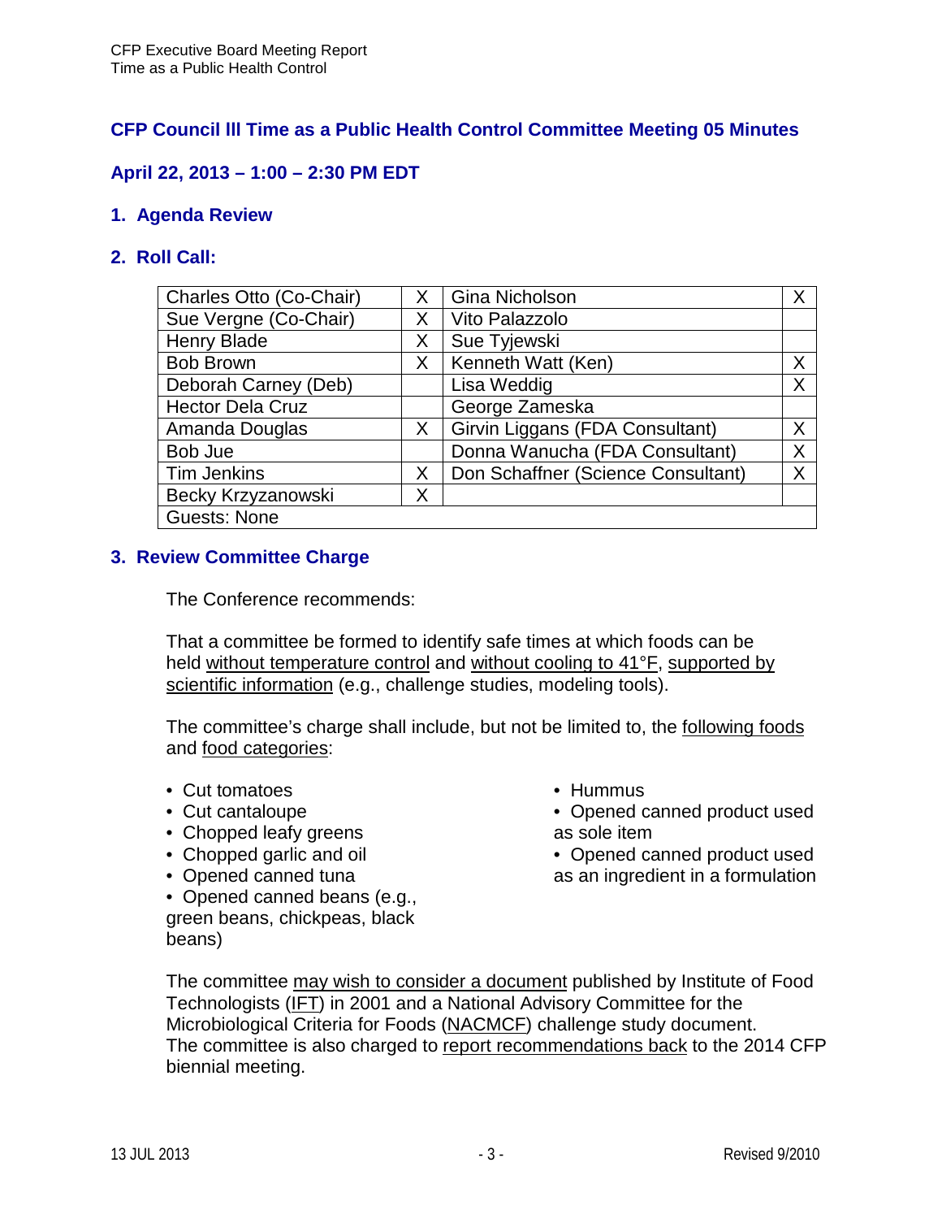## CFP Council III Time as a Public Health Control Committee Meeting 05 Minutes

## April 22, 2013 – 1:00 – 2:30 PM EDT

### 1. Agenda Review

### 2. Roll Call:

| Name | Present | Name | Present |
|---|---|---|---|
| Charles Otto (Co-Chair) | X | Gina Nicholson | X |
| Sue Vergne (Co-Chair) | X | Vito Palazzolo | |
| Henry Blade | X | Sue Tyjewski | |
| Bob Brown | X | Kenneth Watt (Ken) | X |
| Deborah Carney (Deb) | | Lisa Weddig | X |
| Hector Dela Cruz | | George Zameska | |
| Amanda Douglas | X | Girvin Liggans (FDA Consultant) | X |
| Bob Jue | | Donna Wanucha (FDA Consultant) | X |
| Tim Jenkins | X | Don Schaffner (Science Consultant) | X |
| Becky Krzyzanowski | X | | |
| Guests: None | | | |

### 3. Review Committee Charge

The Conference recommends:

That a committee be formed to identify safe times at which foods can be held <u>without temperature control</u> and <u>without cooling to 41°F</u>, <u>supported by scientific information</u> (e.g., challenge studies, modeling tools).

The committee's charge shall include, but not be limited to, the <u>following foods</u> and <u>food categories</u>:

- Cut tomatoes
- Cut cantaloupe
- Chopped leafy greens
- Chopped garlic and oil
- Opened canned tuna
- Opened canned beans (e.g., green beans, chickpeas, black beans)
- Hummus
- Opened canned product used as sole item
- Opened canned product used as an ingredient in a formulation

The committee <u>may wish to consider a document</u> published by Institute of Food Technologists (<u>IFT</u>) in 2001 and a National Advisory Committee for the Microbiological Criteria for Foods (<u>NACMCF</u>) challenge study document.
The committee is also charged to <u>report recommendations back</u> to the 2014 CFP biennial meeting.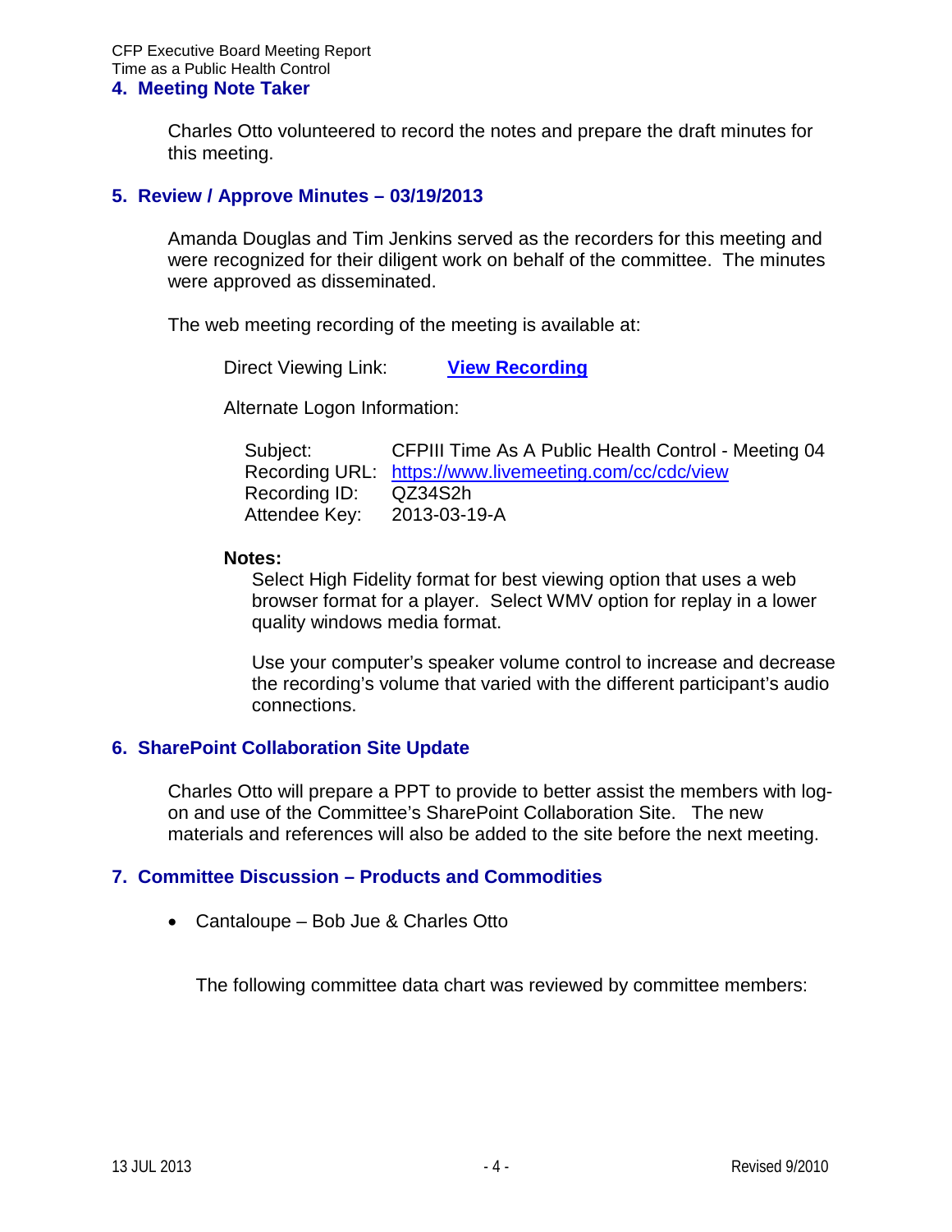## 4. Meeting Note Taker

Charles Otto volunteered to record the notes and prepare the draft minutes for this meeting.

## 5. Review / Approve Minutes – 03/19/2013

Amanda Douglas and Tim Jenkins served as the recorders for this meeting and were recognized for their diligent work on behalf of the committee. The minutes were approved as disseminated.

The web meeting recording of the meeting is available at:

Direct Viewing Link: **View Recording**

Alternate Logon Information:

| | |
|---|---|
| Subject: | CFPIII Time As A Public Health Control - Meeting 04 |
| Recording URL: | https://www.livemeeting.com/cc/cdc/view |
| Recording ID: | QZ34S2h |
| Attendee Key: | 2013-03-19-A |

**Notes:**

Select High Fidelity format for best viewing option that uses a web browser format for a player. Select WMV option for replay in a lower quality windows media format.

Use your computer's speaker volume control to increase and decrease the recording's volume that varied with the different participant's audio connections.

## 6. SharePoint Collaboration Site Update

Charles Otto will prepare a PPT to provide to better assist the members with log-on and use of the Committee's SharePoint Collaboration Site. The new materials and references will also be added to the site before the next meeting.

## 7. Committee Discussion – Products and Commodities

- Cantaloupe – Bob Jue & Charles Otto

The following committee data chart was reviewed by committee members: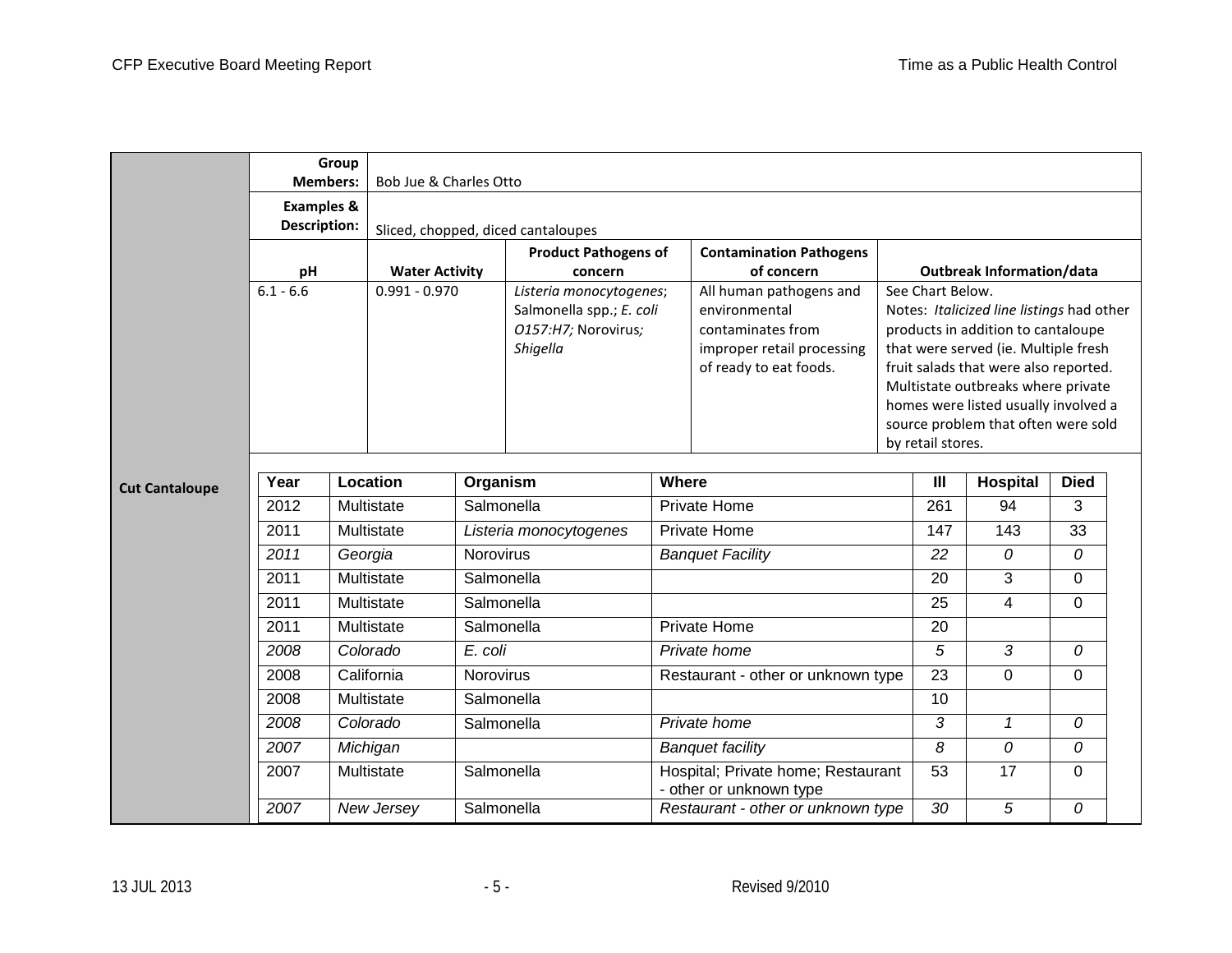**Cut Cantaloupe**

| **Group Members:** | Bob Jue & Charles Otto | | | |
|---|---|---|---|---|
| **Examples & Description:** | Sliced, chopped, diced cantaloupes | | | |
| **pH** | **Water Activity** | **Product Pathogens of concern** | **Contamination Pathogens of concern** | **Outbreak Information/data** |
| 6.1 - 6.6 | 0.991 - 0.970 | *Listeria monocytogenes*; Salmonella spp.; *E. coli O157:H7;* Norovirus*; Shigella* | All human pathogens and environmental contaminates from improper retail processing of ready to eat foods. | See Chart Below. Notes: *Italicized line listings* had other products in addition to cantaloupe that were served (ie. Multiple fresh fruit salads that were also reported. Multistate outbreaks where private homes were listed usually involved a source problem that often were sold by retail stores. |

| Year | Location | Organism | Where | Ill | Hospital | Died |
|---|---|---|---|---|---|---|
| 2012 | Multistate | Salmonella | Private Home | 261 | 94 | 3 |
| 2011 | Multistate | Listeria monocytogenes | Private Home | 147 | 143 | 33 |
| *2011* | *Georgia* | Norovirus | *Banquet Facility* | *22* | *0* | *0* |
| 2011 | Multistate | Salmonella | | 20 | 3 | 0 |
| 2011 | Multistate | Salmonella | | 25 | 4 | 0 |
| 2011 | Multistate | Salmonella | Private Home | 20 | | |
| *2008* | *Colorado* | *E. coli* | *Private home* | *5* | *3* | *0* |
| 2008 | California | Norovirus | Restaurant - other or unknown type | 23 | 0 | 0 |
| 2008 | Multistate | Salmonella | | 10 | | |
| *2008* | *Colorado* | Salmonella | *Private home* | *3* | *1* | *0* |
| *2007* | *Michigan* | | *Banquet facility* | *8* | *0* | *0* |
| 2007 | Multistate | Salmonella | Hospital; Private home; Restaurant - other or unknown type | 53 | 17 | 0 |
| *2007* | *New Jersey* | Salmonella | *Restaurant - other or unknown type* | *30* | *5* | *0* |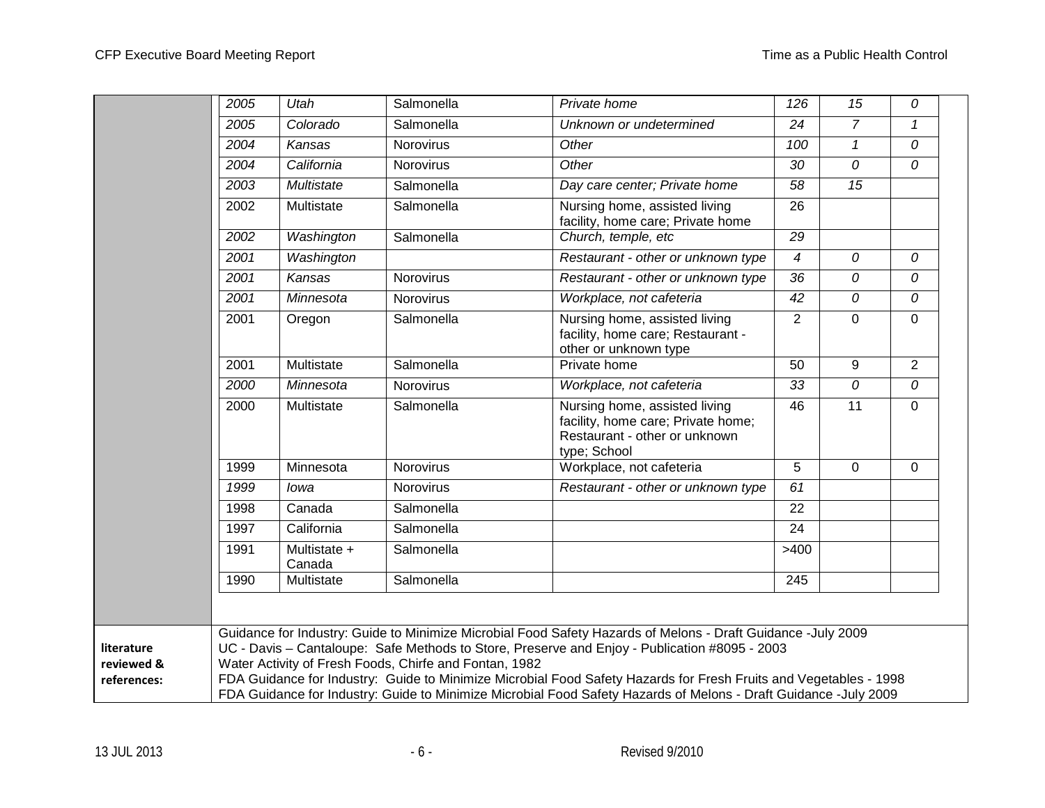| | | | | | | |
|---|---|---|---|---|---|---|
| *2005* | *Utah* | Salmonella | *Private home* | *126* | *15* | *0* |
| *2005* | *Colorado* | Salmonella | *Unknown or undetermined* | *24* | *7* | *1* |
| *2004* | *Kansas* | Norovirus | *Other* | *100* | *1* | *0* |
| *2004* | *California* | Norovirus | *Other* | *30* | *0* | *0* |
| *2003* | *Multistate* | Salmonella | *Day care center; Private home* | *58* | *15* | |
| 2002 | Multistate | Salmonella | Nursing home, assisted living facility, home care; Private home | 26 | | |
| *2002* | *Washington* | Salmonella | *Church, temple, etc* | *29* | | |
| *2001* | *Washington* | | *Restaurant - other or unknown type* | *4* | *0* | *0* |
| *2001* | *Kansas* | Norovirus | *Restaurant - other or unknown type* | *36* | *0* | *0* |
| *2001* | *Minnesota* | Norovirus | *Workplace, not cafeteria* | *42* | *0* | *0* |
| 2001 | Oregon | Salmonella | Nursing home, assisted living facility, home care; Restaurant - other or unknown type | 2 | 0 | 0 |
| 2001 | Multistate | Salmonella | Private home | 50 | 9 | 2 |
| *2000* | *Minnesota* | Norovirus | *Workplace, not cafeteria* | *33* | *0* | *0* |
| 2000 | Multistate | Salmonella | Nursing home, assisted living facility, home care; Private home; Restaurant - other or unknown type; School | 46 | 11 | 0 |
| 1999 | Minnesota | Norovirus | Workplace, not cafeteria | 5 | 0 | 0 |
| *1999* | *Iowa* | Norovirus | *Restaurant - other or unknown type* | *61* | | |
| 1998 | Canada | Salmonella | | 22 | | |
| 1997 | California | Salmonella | | 24 | | |
| 1991 | Multistate + Canada | Salmonella | | >400 | | |
| 1990 | Multistate | Salmonella | | 245 | | |

**literature reviewed & references:**

Guidance for Industry: Guide to Minimize Microbial Food Safety Hazards of Melons - Draft Guidance -July 2009
UC - Davis – Cantaloupe: Safe Methods to Store, Preserve and Enjoy - Publication #8095 - 2003
Water Activity of Fresh Foods, Chirfe and Fontan, 1982
FDA Guidance for Industry: Guide to Minimize Microbial Food Safety Hazards for Fresh Fruits and Vegetables - 1998
FDA Guidance for Industry: Guide to Minimize Microbial Food Safety Hazards of Melons - Draft Guidance -July 2009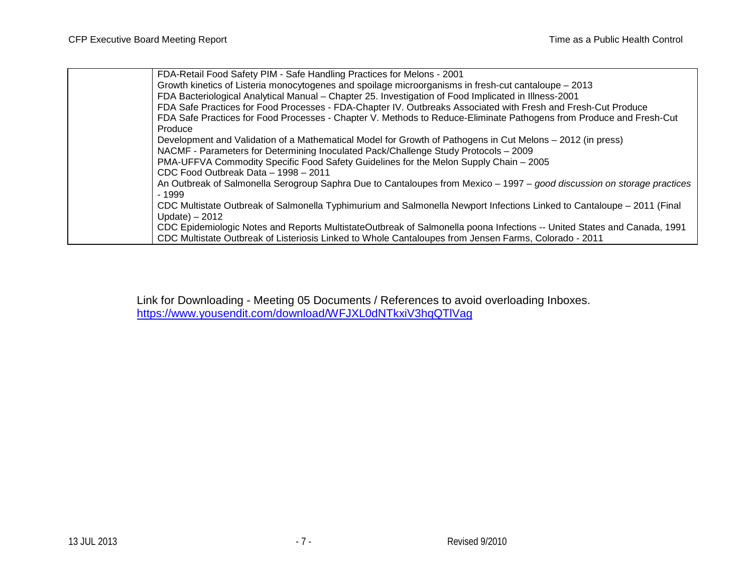| | |
|---|---|
| | FDA-Retail Food Safety PIM - Safe Handling Practices for Melons - 2001<br>Growth kinetics of Listeria monocytogenes and spoilage microorganisms in fresh-cut cantaloupe – 2013<br>FDA Bacteriological Analytical Manual – Chapter 25. Investigation of Food Implicated in Illness-2001<br>FDA Safe Practices for Food Processes - FDA-Chapter IV. Outbreaks Associated with Fresh and Fresh-Cut Produce<br>FDA Safe Practices for Food Processes - Chapter V. Methods to Reduce-Eliminate Pathogens from Produce and Fresh-Cut Produce<br>Development and Validation of a Mathematical Model for Growth of Pathogens in Cut Melons – 2012 (in press)<br>NACMF - Parameters for Determining Inoculated Pack/Challenge Study Protocols – 2009<br>PMA-UFFVA Commodity Specific Food Safety Guidelines for the Melon Supply Chain – 2005<br>CDC Food Outbreak Data – 1998 – 2011<br>An Outbreak of Salmonella Serogroup Saphra Due to Cantaloupes from Mexico – 1997 – *good discussion on storage practices* - 1999<br>CDC Multistate Outbreak of Salmonella Typhimurium and Salmonella Newport Infections Linked to Cantaloupe – 2011 (Final Update) – 2012<br>CDC Epidemiologic Notes and Reports MultistateOutbreak of Salmonella poona Infections -- United States and Canada, 1991<br>CDC Multistate Outbreak of Listeriosis Linked to Whole Cantaloupes from Jensen Farms, Colorado - 2011 |

Link for Downloading - Meeting 05 Documents / References to avoid overloading Inboxes.
https://www.yousendit.com/download/WFJXL0dNTkxiV3hqQTlVag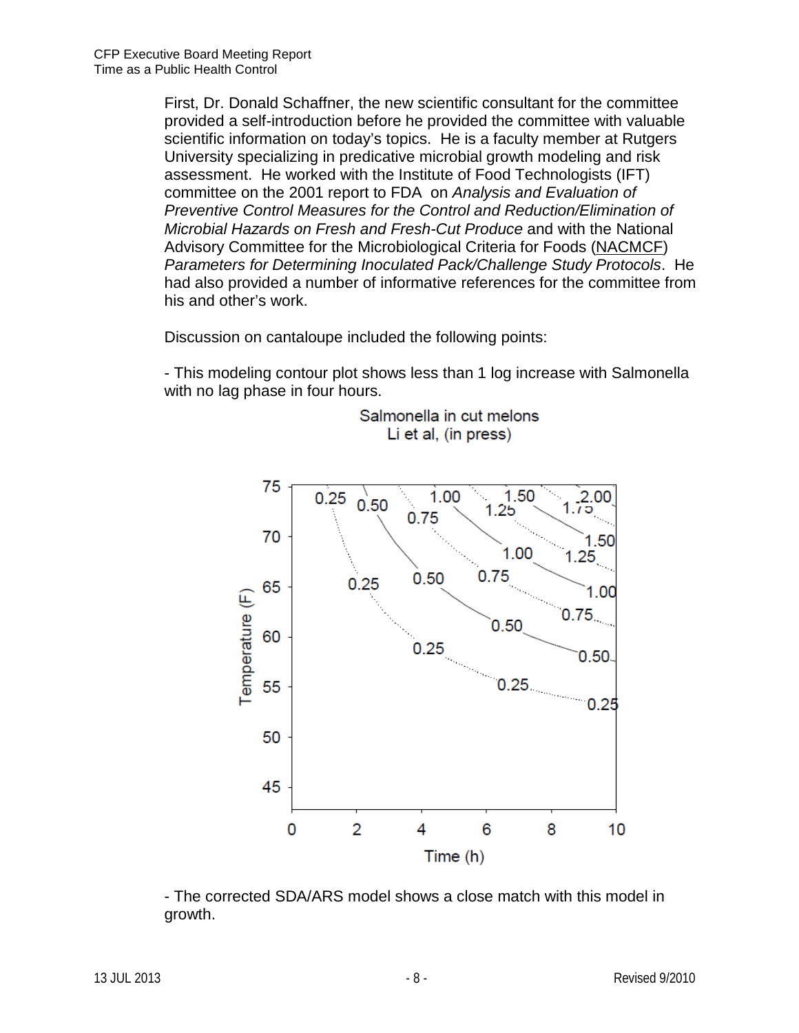First, Dr. Donald Schaffner, the new scientific consultant for the committee provided a self-introduction before he provided the committee with valuable scientific information on today's topics. He is a faculty member at Rutgers University specializing in predicative microbial growth modeling and risk assessment. He worked with the Institute of Food Technologists (IFT) committee on the 2001 report to FDA on *Analysis and Evaluation of Preventive Control Measures for the Control and Reduction/Elimination of Microbial Hazards on Fresh and Fresh-Cut Produce* and with the National Advisory Committee for the Microbiological Criteria for Foods (NACMCF) *Parameters for Determining Inoculated Pack/Challenge Study Protocols*. He had also provided a number of informative references for the committee from his and other's work.

Discussion on cantaloupe included the following points:

- This modeling contour plot shows less than 1 log increase with Salmonella with no lag phase in four hours.

Salmonella in cut melons
Li et al, (in press)

- The corrected SDA/ARS model shows a close match with this model in growth.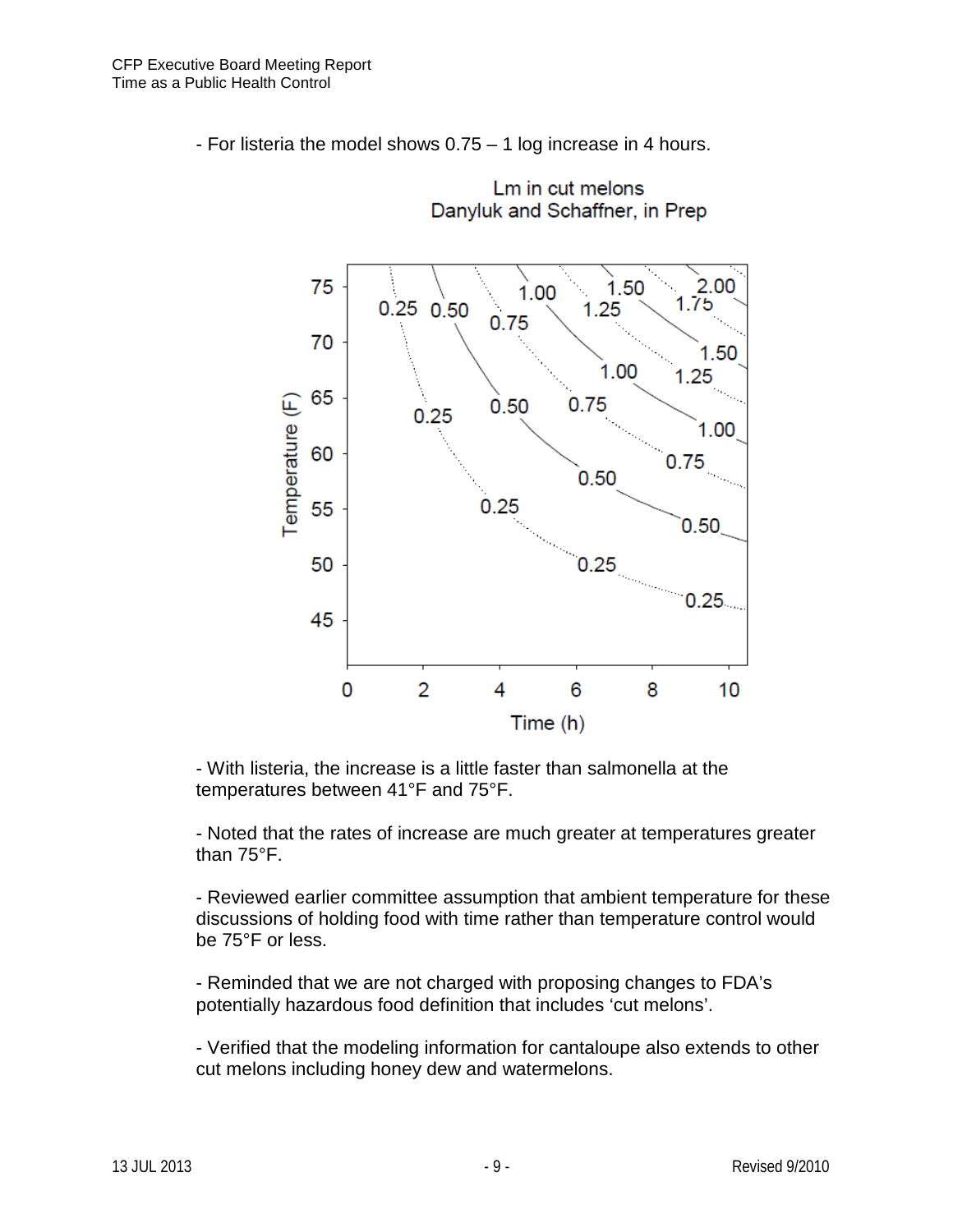- For listeria the model shows 0.75 – 1 log increase in 4 hours.

Lm in cut melons
Danyluk and Schaffner, in Prep

- With listeria, the increase is a little faster than salmonella at the temperatures between 41°F and 75°F.

- Noted that the rates of increase are much greater at temperatures greater than 75°F.

- Reviewed earlier committee assumption that ambient temperature for these discussions of holding food with time rather than temperature control would be 75°F or less.

- Reminded that we are not charged with proposing changes to FDA's potentially hazardous food definition that includes 'cut melons'.

- Verified that the modeling information for cantaloupe also extends to other cut melons including honey dew and watermelons.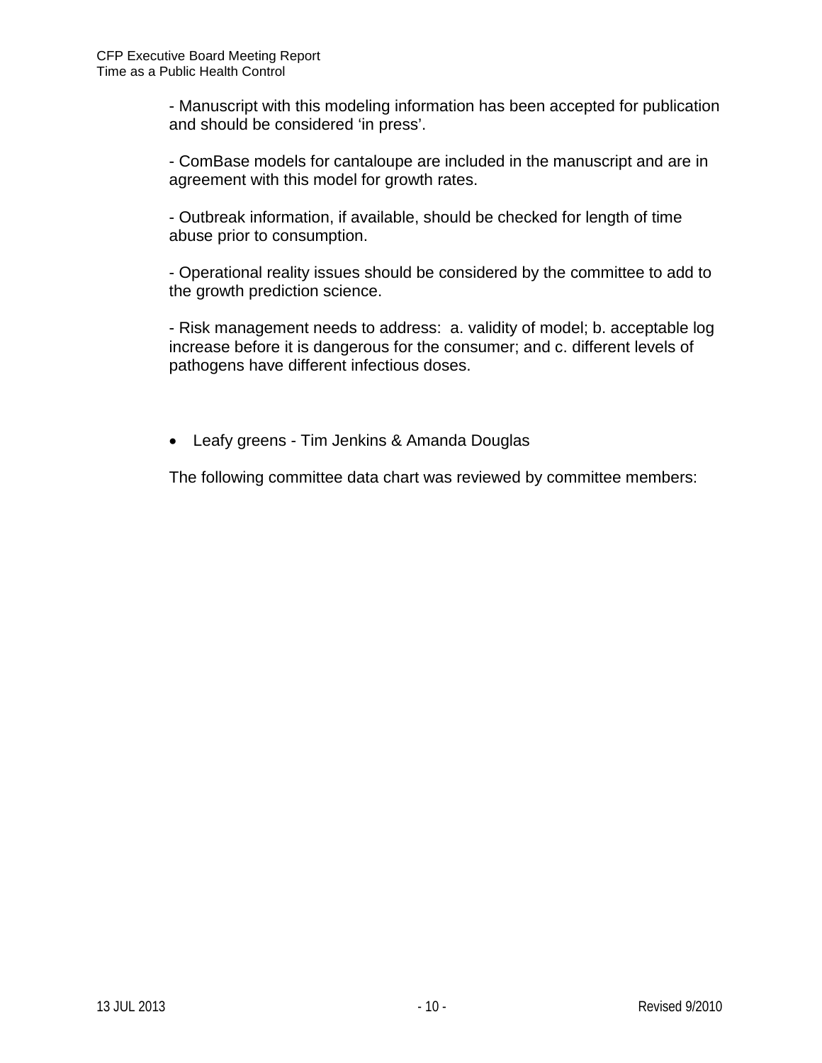- Manuscript with this modeling information has been accepted for publication and should be considered 'in press'.

- ComBase models for cantaloupe are included in the manuscript and are in agreement with this model for growth rates.

- Outbreak information, if available, should be checked for length of time abuse prior to consumption.

- Operational reality issues should be considered by the committee to add to the growth prediction science.

- Risk management needs to address: a. validity of model; b. acceptable log increase before it is dangerous for the consumer; and c. different levels of pathogens have different infectious doses.

- Leafy greens - Tim Jenkins & Amanda Douglas

The following committee data chart was reviewed by committee members: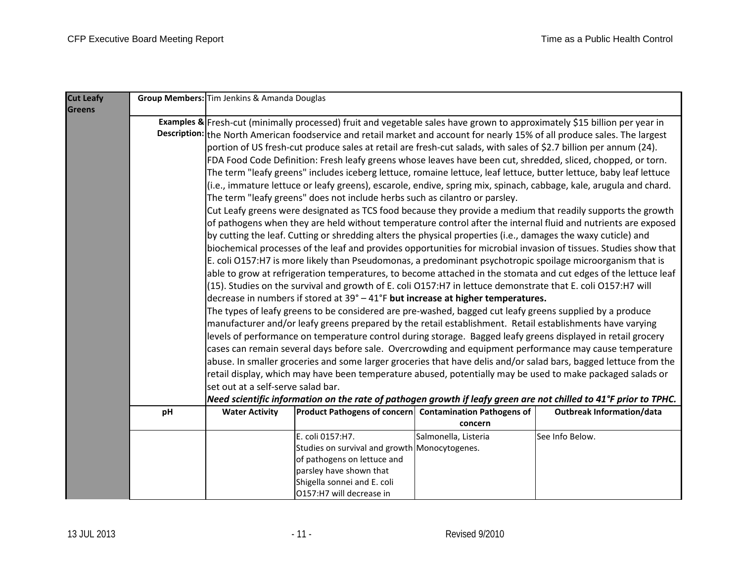| **Cut Leafy Greens** | **Group Members:** | Tim Jenkins & Amanda Douglas | | | |
|---|---|---|---|---|---|
| | **Examples & Description:** | Fresh-cut (minimally processed) fruit and vegetable sales have grown to approximately $15 billion per year in the North American foodservice and retail market and account for nearly 15% of all produce sales. The largest portion of US fresh-cut produce sales at retail are fresh-cut salads, with sales of $2.7 billion per annum (24). FDA Food Code Definition: Fresh leafy greens whose leaves have been cut, shredded, sliced, chopped, or torn. The term "leafy greens" includes iceberg lettuce, romaine lettuce, leaf lettuce, butter lettuce, baby leaf lettuce (i.e., immature lettuce or leafy greens), escarole, endive, spring mix, spinach, cabbage, kale, arugula and chard. The term "leafy greens" does not include herbs such as cilantro or parsley.<br>Cut Leafy greens were designated as TCS food because they provide a medium that readily supports the growth of pathogens when they are held without temperature control after the internal fluid and nutrients are exposed by cutting the leaf. Cutting or shredding alters the physical properties (i.e., damages the waxy cuticle) and biochemical processes of the leaf and provides opportunities for microbial invasion of tissues. Studies show that E. coli O157:H7 is more likely than Pseudomonas, a predominant psychotropic spoilage microorganism that is able to grow at refrigeration temperatures, to become attached in the stomata and cut edges of the lettuce leaf (15). Studies on the survival and growth of E. coli O157:H7 in lettuce demonstrate that E. coli O157:H7 will decrease in numbers if stored at 39° – 41°F **but increase at higher temperatures.**<br>The types of leafy greens to be considered are pre-washed, bagged cut leafy greens supplied by a produce manufacturer and/or leafy greens prepared by the retail establishment. Retail establishments have varying levels of performance on temperature control during storage. Bagged leafy greens displayed in retail grocery cases can remain several days before sale. Overcrowding and equipment performance may cause temperature abuse. In smaller groceries and some larger groceries that have delis and/or salad bars, bagged lettuce from the retail display, which may have been temperature abused, potentially may be used to make packaged salads or set out at a self-serve salad bar.<br>***Need scientific information on the rate of pathogen growth if leafy green are not chilled to 41°F prior to TPHC.*** | | | |
| | **pH** | **Water Activity** | **Product Pathogens of concern** | **Contamination Pathogens of concern** | **Outbreak Information/data** |
| | | | E. coli 0157:H7.<br>Studies on survival and growth of pathogens on lettuce and parsley have shown that Shigella sonnei and E. coli O157:H7 will decrease in | Salmonella, Listeria Monocytogenes. | See Info Below. |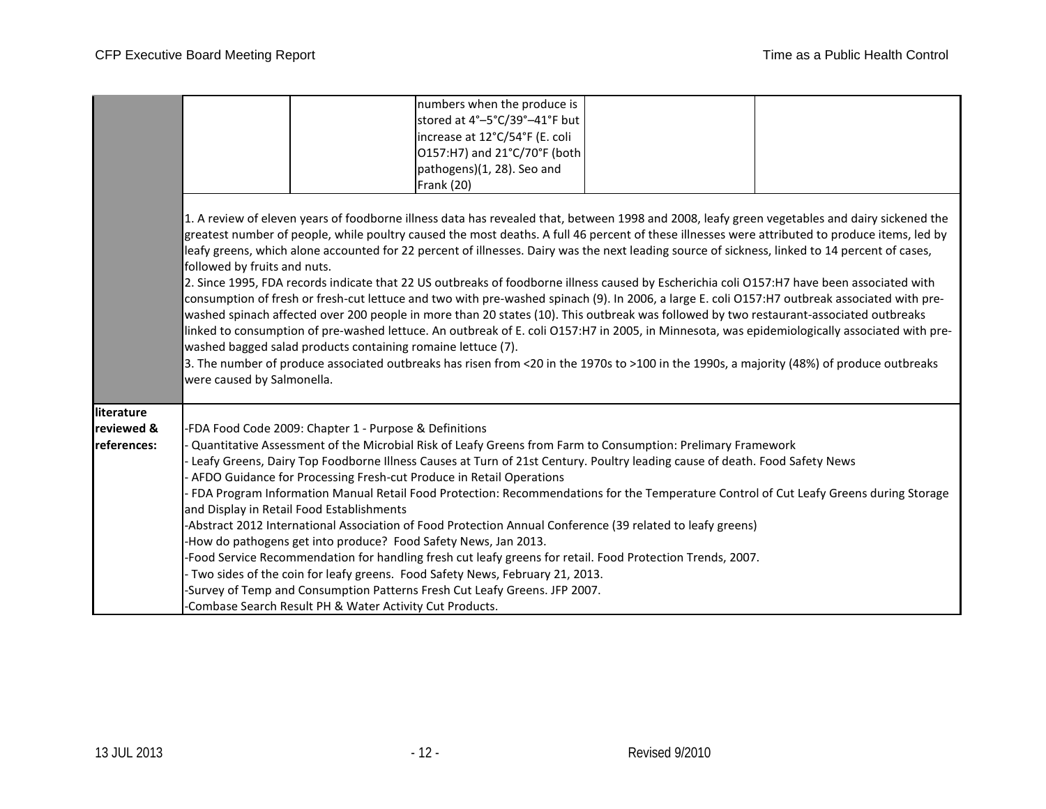| | | | | | |
|---|---|---|---|---|---|
| | | | numbers when the produce is stored at 4°–5°C/39°–41°F but increase at 12°C/54°F (E. coli O157:H7) and 21°C/70°F (both pathogens)(1, 28). Seo and Frank (20) | | |
| | 1. A review of eleven years of foodborne illness data has revealed that, between 1998 and 2008, leafy green vegetables and dairy sickened the greatest number of people, while poultry caused the most deaths. A full 46 percent of these illnesses were attributed to produce items, led by leafy greens, which alone accounted for 22 percent of illnesses. Dairy was the next leading source of sickness, linked to 14 percent of cases, followed by fruits and nuts.<br>2. Since 1995, FDA records indicate that 22 US outbreaks of foodborne illness caused by Escherichia coli O157:H7 have been associated with consumption of fresh or fresh-cut lettuce and two with pre-washed spinach (9). In 2006, a large E. coli O157:H7 outbreak associated with pre-washed spinach affected over 200 people in more than 20 states (10). This outbreak was followed by two restaurant-associated outbreaks linked to consumption of pre-washed lettuce. An outbreak of E. coli O157:H7 in 2005, in Minnesota, was epidemiologically associated with pre-washed bagged salad products containing romaine lettuce (7).<br>3. The number of produce associated outbreaks has risen from <20 in the 1970s to >100 in the 1990s, a majority (48%) of produce outbreaks were caused by Salmonella. | | | | |
| **literature reviewed & references:** | -FDA Food Code 2009: Chapter 1 - Purpose & Definitions<br>- Quantitative Assessment of the Microbial Risk of Leafy Greens from Farm to Consumption: Prelimary Framework<br>- Leafy Greens, Dairy Top Foodborne Illness Causes at Turn of 21st Century. Poultry leading cause of death. Food Safety News<br>- AFDO Guidance for Processing Fresh-cut Produce in Retail Operations<br>- FDA Program Information Manual Retail Food Protection: Recommendations for the Temperature Control of Cut Leafy Greens during Storage and Display in Retail Food Establishments<br>-Abstract 2012 International Association of Food Protection Annual Conference (39 related to leafy greens)<br>-How do pathogens get into produce? Food Safety News, Jan 2013.<br>-Food Service Recommendation for handling fresh cut leafy greens for retail. Food Protection Trends, 2007.<br>- Two sides of the coin for leafy greens. Food Safety News, February 21, 2013.<br>-Survey of Temp and Consumption Patterns Fresh Cut Leafy Greens. JFP 2007.<br>-Combase Search Result PH & Water Activity Cut Products. | | | | |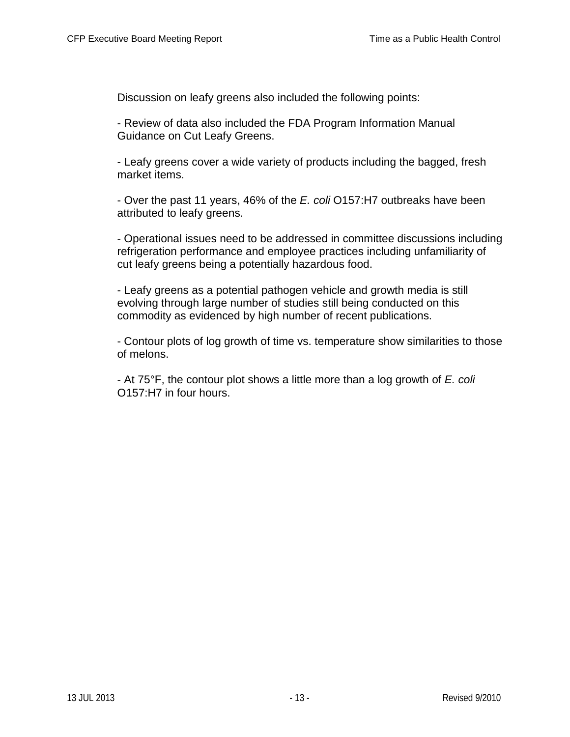Discussion on leafy greens also included the following points:

- Review of data also included the FDA Program Information Manual Guidance on Cut Leafy Greens.

- Leafy greens cover a wide variety of products including the bagged, fresh market items.

- Over the past 11 years, 46% of the *E. coli* O157:H7 outbreaks have been attributed to leafy greens.

- Operational issues need to be addressed in committee discussions including refrigeration performance and employee practices including unfamiliarity of cut leafy greens being a potentially hazardous food.

- Leafy greens as a potential pathogen vehicle and growth media is still evolving through large number of studies still being conducted on this commodity as evidenced by high number of recent publications.

- Contour plots of log growth of time vs. temperature show similarities to those of melons.

- At 75°F, the contour plot shows a little more than a log growth of *E. coli* O157:H7 in four hours.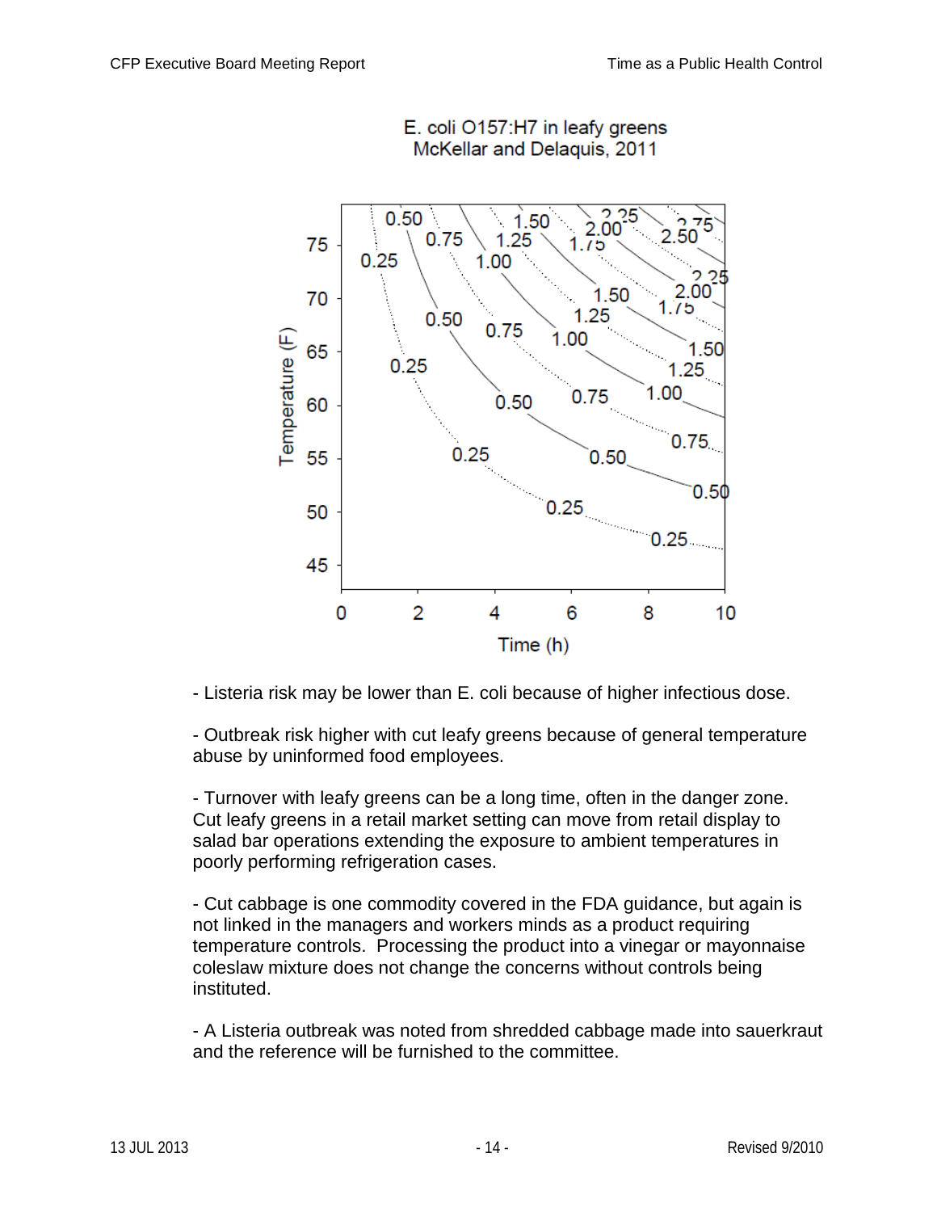E. coli O157:H7 in leafy greens
McKellar and Delaquis, 2011

- Listeria risk may be lower than E. coli because of higher infectious dose.

- Outbreak risk higher with cut leafy greens because of general temperature abuse by uninformed food employees.

- Turnover with leafy greens can be a long time, often in the danger zone. Cut leafy greens in a retail market setting can move from retail display to salad bar operations extending the exposure to ambient temperatures in poorly performing refrigeration cases.

- Cut cabbage is one commodity covered in the FDA guidance, but again is not linked in the managers and workers minds as a product requiring temperature controls. Processing the product into a vinegar or mayonnaise coleslaw mixture does not change the concerns without controls being instituted.

- A Listeria outbreak was noted from shredded cabbage made into sauerkraut and the reference will be furnished to the committee.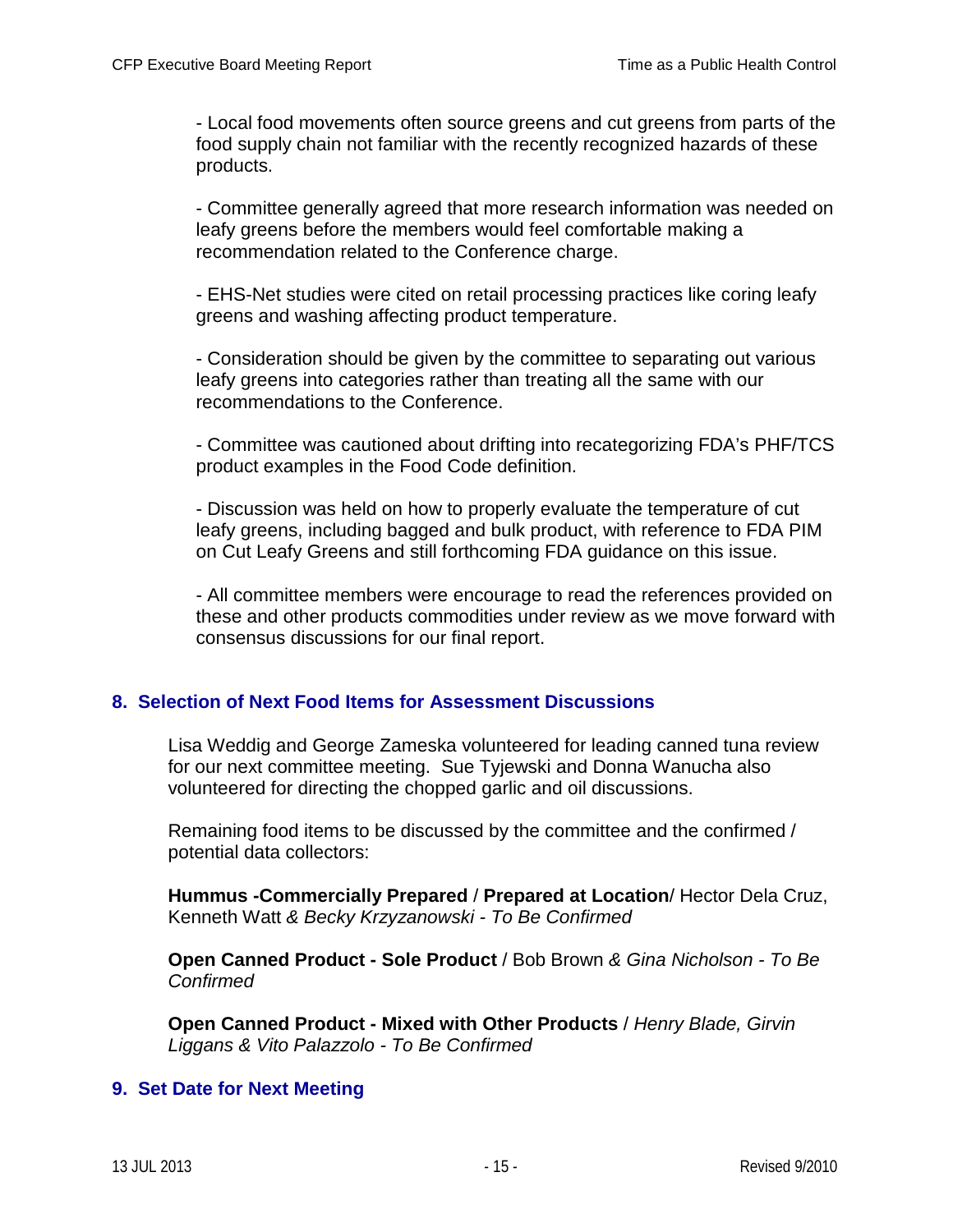- Local food movements often source greens and cut greens from parts of the food supply chain not familiar with the recently recognized hazards of these products.

- Committee generally agreed that more research information was needed on leafy greens before the members would feel comfortable making a recommendation related to the Conference charge.

- EHS-Net studies were cited on retail processing practices like coring leafy greens and washing affecting product temperature.

- Consideration should be given by the committee to separating out various leafy greens into categories rather than treating all the same with our recommendations to the Conference.

- Committee was cautioned about drifting into recategorizing FDA's PHF/TCS product examples in the Food Code definition.

- Discussion was held on how to properly evaluate the temperature of cut leafy greens, including bagged and bulk product, with reference to FDA PIM on Cut Leafy Greens and still forthcoming FDA guidance on this issue.

- All committee members were encourage to read the references provided on these and other products commodities under review as we move forward with consensus discussions for our final report.

## 8. Selection of Next Food Items for Assessment Discussions

Lisa Weddig and George Zameska volunteered for leading canned tuna review for our next committee meeting. Sue Tyjewski and Donna Wanucha also volunteered for directing the chopped garlic and oil discussions.

Remaining food items to be discussed by the committee and the confirmed / potential data collectors:

**Hummus -Commercially Prepared** / **Prepared at Location**/ Hector Dela Cruz, Kenneth Watt *& Becky Krzyzanowski - To Be Confirmed*

**Open Canned Product - Sole Product** / Bob Brown *& Gina Nicholson - To Be Confirmed*

**Open Canned Product - Mixed with Other Products** / *Henry Blade, Girvin Liggans & Vito Palazzolo - To Be Confirmed*

## 9. Set Date for Next Meeting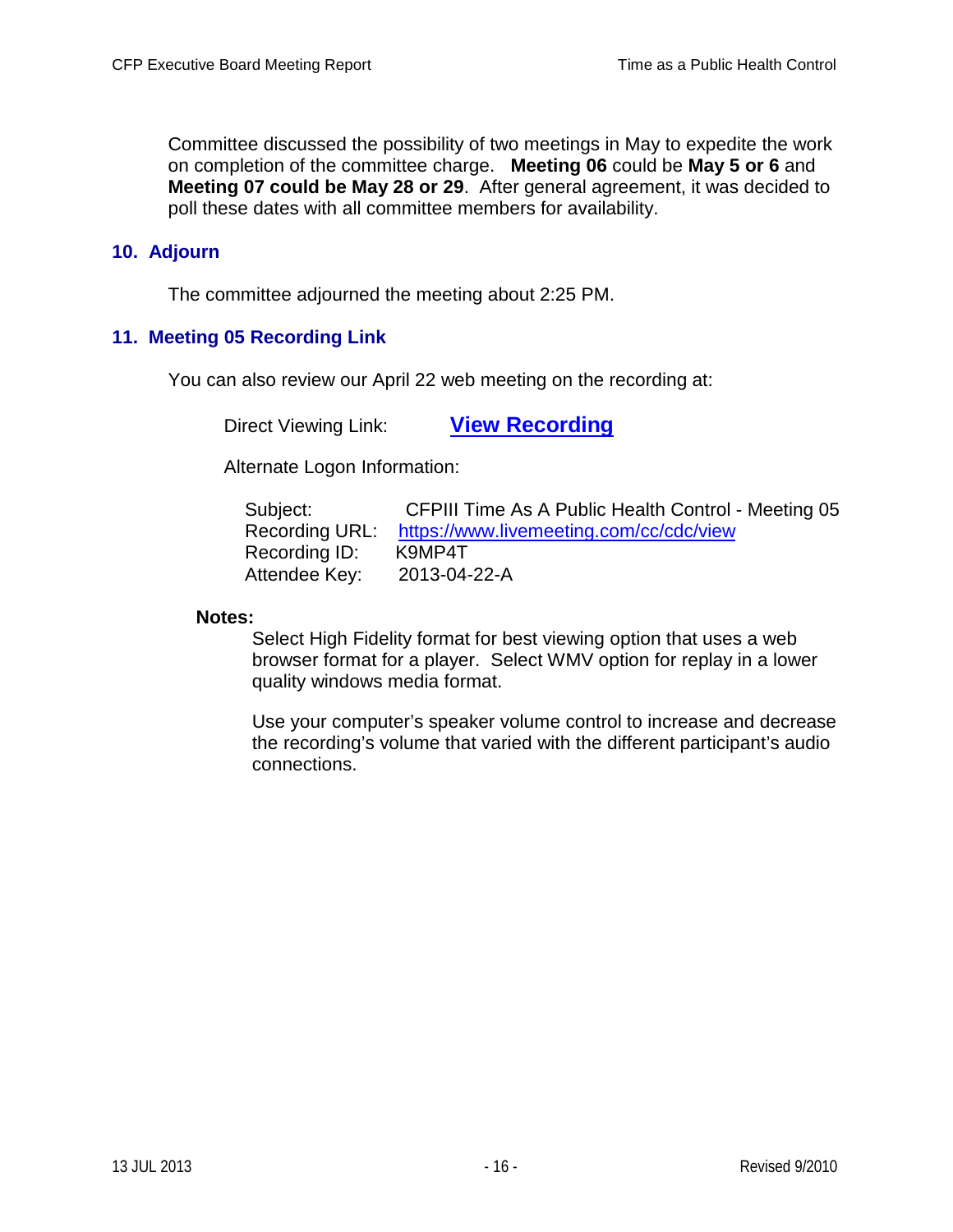Committee discussed the possibility of two meetings in May to expedite the work on completion of the committee charge. **Meeting 06** could be **May 5 or 6** and **Meeting 07 could be May 28 or 29**. After general agreement, it was decided to poll these dates with all committee members for availability.

## 10. Adjourn

The committee adjourned the meeting about 2:25 PM.

## 11. Meeting 05 Recording Link

You can also review our April 22 web meeting on the recording at:

Direct Viewing Link: **View Recording**

Alternate Logon Information:

| | |
|---|---|
| Subject: | CFPIII Time As A Public Health Control - Meeting 05 |
| Recording URL: | https://www.livemeeting.com/cc/cdc/view |
| Recording ID: | K9MP4T |
| Attendee Key: | 2013-04-22-A |

**Notes:**

Select High Fidelity format for best viewing option that uses a web browser format for a player. Select WMV option for replay in a lower quality windows media format.

Use your computer's speaker volume control to increase and decrease the recording's volume that varied with the different participant's audio connections.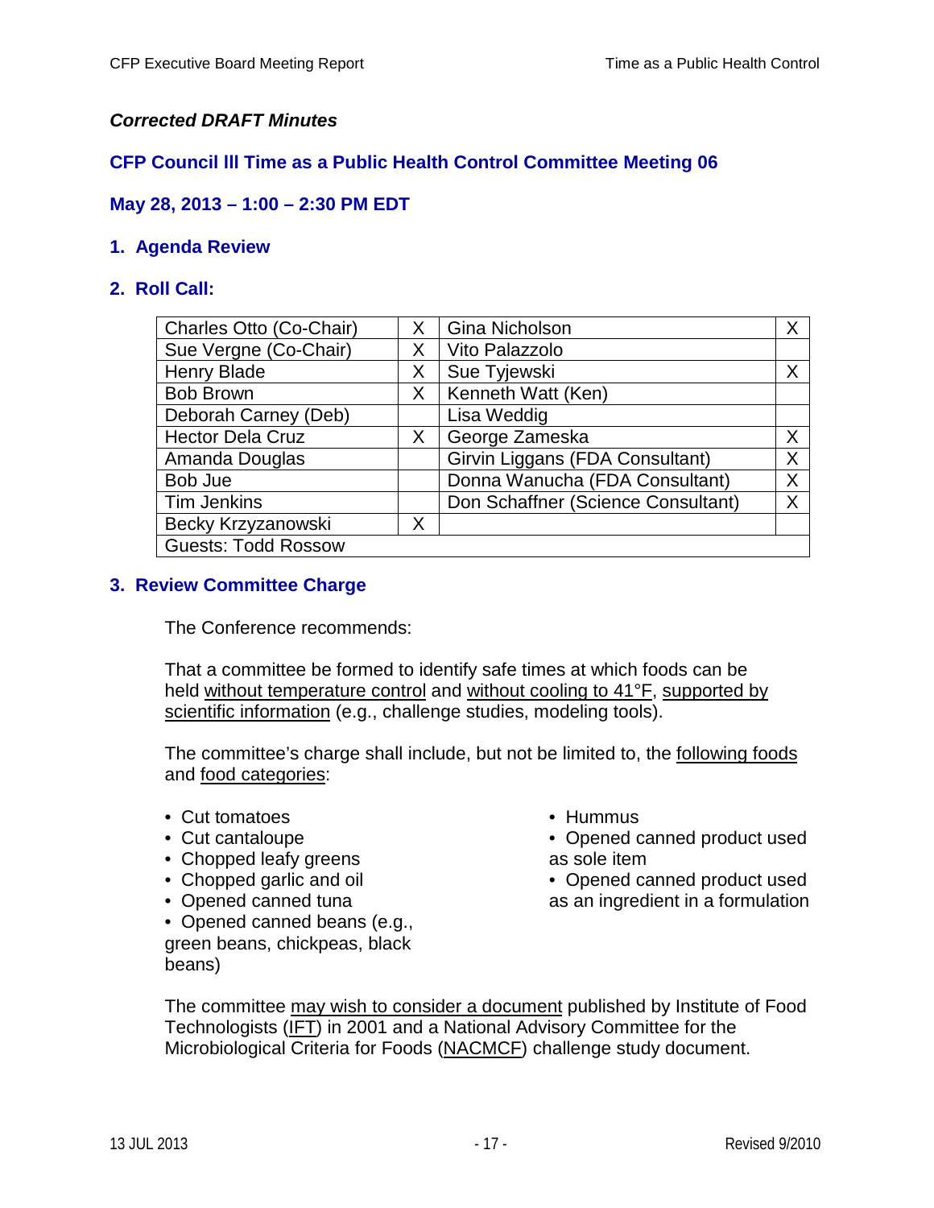***Corrected DRAFT Minutes***

## CFP Council III Time as a Public Health Control Committee Meeting 06

## May 28, 2013 – 1:00 – 2:30 PM EDT

### 1. Agenda Review

### 2. Roll Call:

| | | | |
|---|---|---|---|
| Charles Otto (Co-Chair) | X | Gina Nicholson | X |
| Sue Vergne (Co-Chair) | X | Vito Palazzolo | |
| Henry Blade | X | Sue Tyjewski | X |
| Bob Brown | X | Kenneth Watt (Ken) | |
| Deborah Carney (Deb) | | Lisa Weddig | |
| Hector Dela Cruz | X | George Zameska | X |
| Amanda Douglas | | Girvin Liggans (FDA Consultant) | X |
| Bob Jue | | Donna Wanucha (FDA Consultant) | X |
| Tim Jenkins | | Don Schaffner (Science Consultant) | X |
| Becky Krzyzanowski | X | | |
| Guests: Todd Rossow | | | |

### 3. Review Committee Charge

The Conference recommends:

That a committee be formed to identify safe times at which foods can be held without temperature control and without cooling to 41°F, supported by scientific information (e.g., challenge studies, modeling tools).

The committee's charge shall include, but not be limited to, the following foods and food categories:

- Cut tomatoes
- Cut cantaloupe
- Chopped leafy greens
- Chopped garlic and oil
- Opened canned tuna
- Opened canned beans (e.g., green beans, chickpeas, black beans)
- Hummus
- Opened canned product used as sole item
- Opened canned product used as an ingredient in a formulation

The committee may wish to consider a document published by Institute of Food Technologists (IFT) in 2001 and a National Advisory Committee for the Microbiological Criteria for Foods (NACMCF) challenge study document.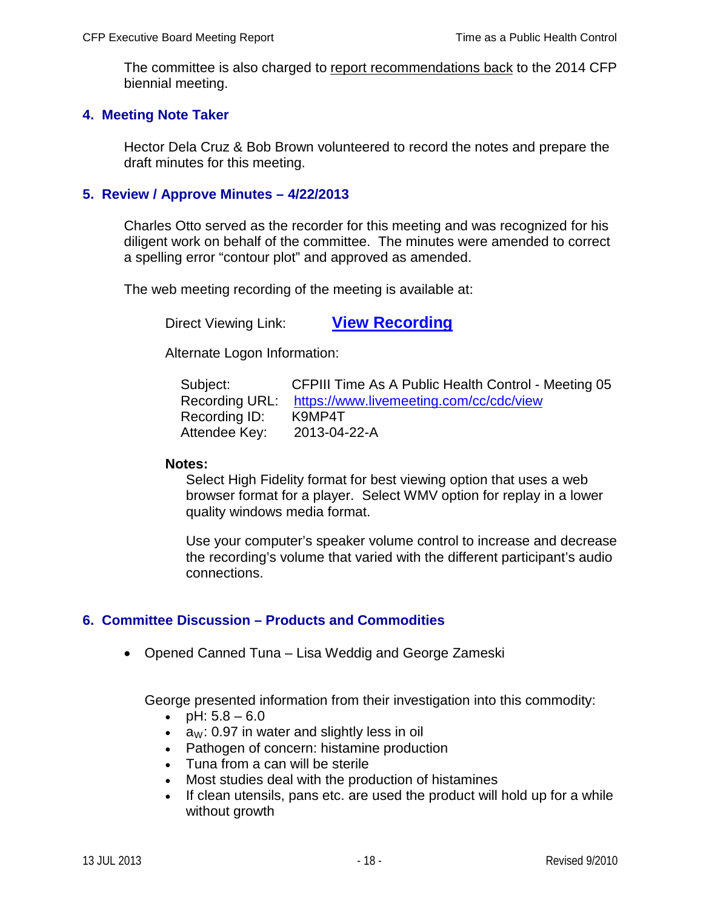The committee is also charged to report recommendations back to the 2014 CFP biennial meeting.

## 4. Meeting Note Taker

Hector Dela Cruz & Bob Brown volunteered to record the notes and prepare the draft minutes for this meeting.

## 5. Review / Approve Minutes – 4/22/2013

Charles Otto served as the recorder for this meeting and was recognized for his diligent work on behalf of the committee. The minutes were amended to correct a spelling error "contour plot" and approved as amended.

The web meeting recording of the meeting is available at:

Direct Viewing Link: **View Recording**

Alternate Logon Information:

Subject: CFPIII Time As A Public Health Control - Meeting 05
Recording URL: https://www.livemeeting.com/cc/cdc/view
Recording ID: K9MP4T
Attendee Key: 2013-04-22-A

**Notes:**

Select High Fidelity format for best viewing option that uses a web browser format for a player. Select WMV option for replay in a lower quality windows media format.

Use your computer's speaker volume control to increase and decrease the recording's volume that varied with the different participant's audio connections.

## 6. Committee Discussion – Products and Commodities

- Opened Canned Tuna – Lisa Weddig and George Zameski

George presented information from their investigation into this commodity:

- pH: 5.8 – 6.0
- $a_W$: 0.97 in water and slightly less in oil
- Pathogen of concern: histamine production
- Tuna from a can will be sterile
- Most studies deal with the production of histamines
- If clean utensils, pans etc. are used the product will hold up for a while without growth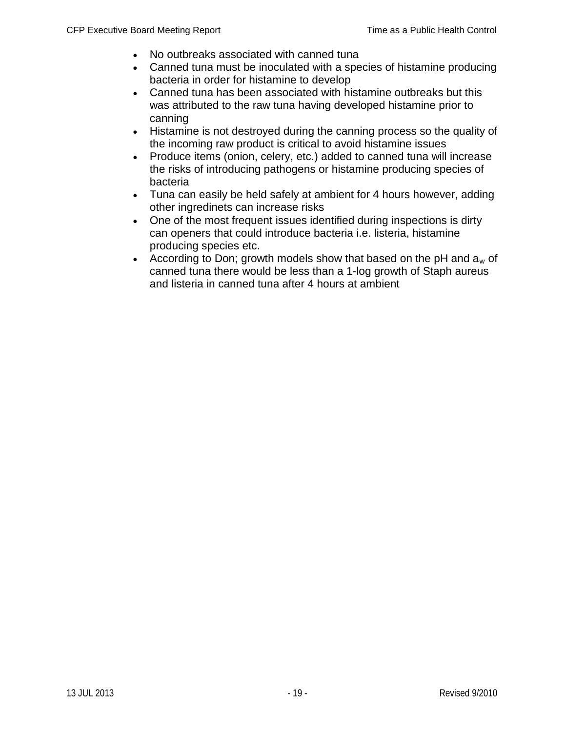- No outbreaks associated with canned tuna
- Canned tuna must be inoculated with a species of histamine producing bacteria in order for histamine to develop
- Canned tuna has been associated with histamine outbreaks but this was attributed to the raw tuna having developed histamine prior to canning
- Histamine is not destroyed during the canning process so the quality of the incoming raw product is critical to avoid histamine issues
- Produce items (onion, celery, etc.) added to canned tuna will increase the risks of introducing pathogens or histamine producing species of bacteria
- Tuna can easily be held safely at ambient for 4 hours however, adding other ingredinets can increase risks
- One of the most frequent issues identified during inspections is dirty can openers that could introduce bacteria i.e. listeria, histamine producing species etc.
- According to Don; growth models show that based on the pH and $a_w$ of canned tuna there would be less than a 1-log growth of Staph aureus and listeria in canned tuna after 4 hours at ambient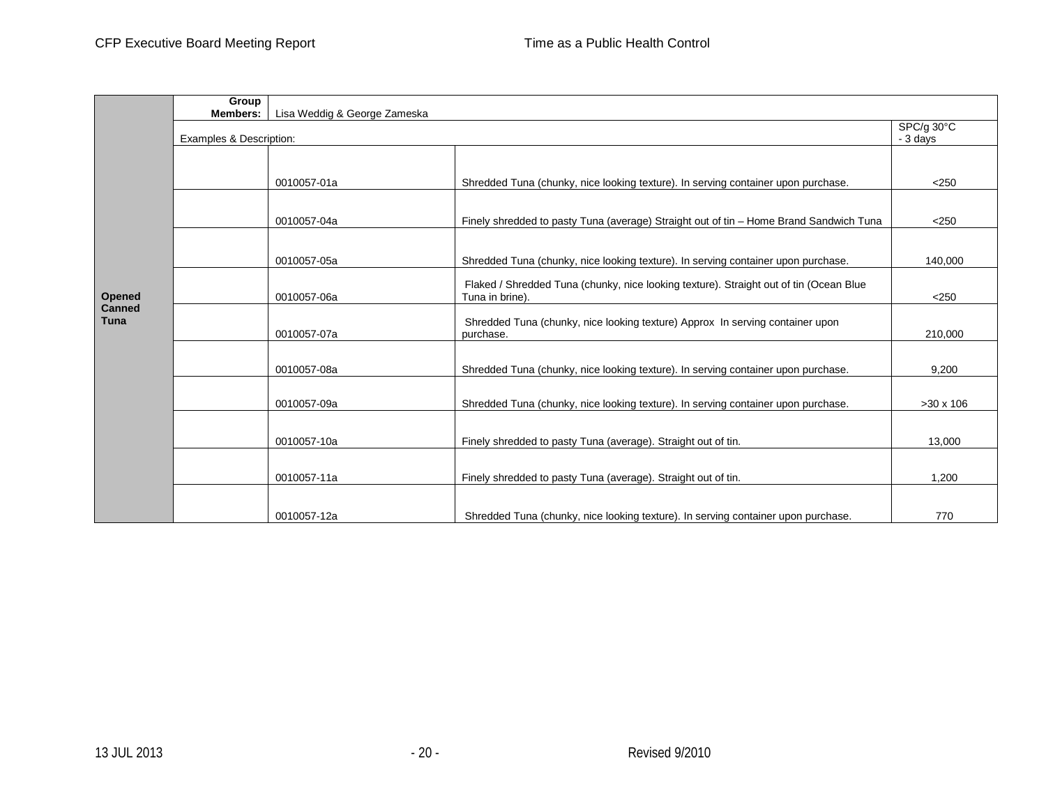| | Group Members: | Lisa Weddig & George Zameska | | |
|---|---|---|---|---|
| | Examples & Description: | | | SPC/g 30°C - 3 days |
| Opened Canned Tuna | | 0010057-01a | Shredded Tuna (chunky, nice looking texture). In serving container upon purchase. | <250 |
| | | 0010057-04a | Finely shredded to pasty Tuna (average) Straight out of tin – Home Brand Sandwich Tuna | <250 |
| | | 0010057-05a | Shredded Tuna (chunky, nice looking texture). In serving container upon purchase. | 140,000 |
| | | 0010057-06a | Flaked / Shredded Tuna (chunky, nice looking texture). Straight out of tin (Ocean Blue Tuna in brine). | <250 |
| | | 0010057-07a | Shredded Tuna (chunky, nice looking texture) Approx In serving container upon purchase. | 210,000 |
| | | 0010057-08a | Shredded Tuna (chunky, nice looking texture). In serving container upon purchase. | 9,200 |
| | | 0010057-09a | Shredded Tuna (chunky, nice looking texture). In serving container upon purchase. | >30 x 106 |
| | | 0010057-10a | Finely shredded to pasty Tuna (average). Straight out of tin. | 13,000 |
| | | 0010057-11a | Finely shredded to pasty Tuna (average). Straight out of tin. | 1,200 |
| | | 0010057-12a | Shredded Tuna (chunky, nice looking texture). In serving container upon purchase. | 770 |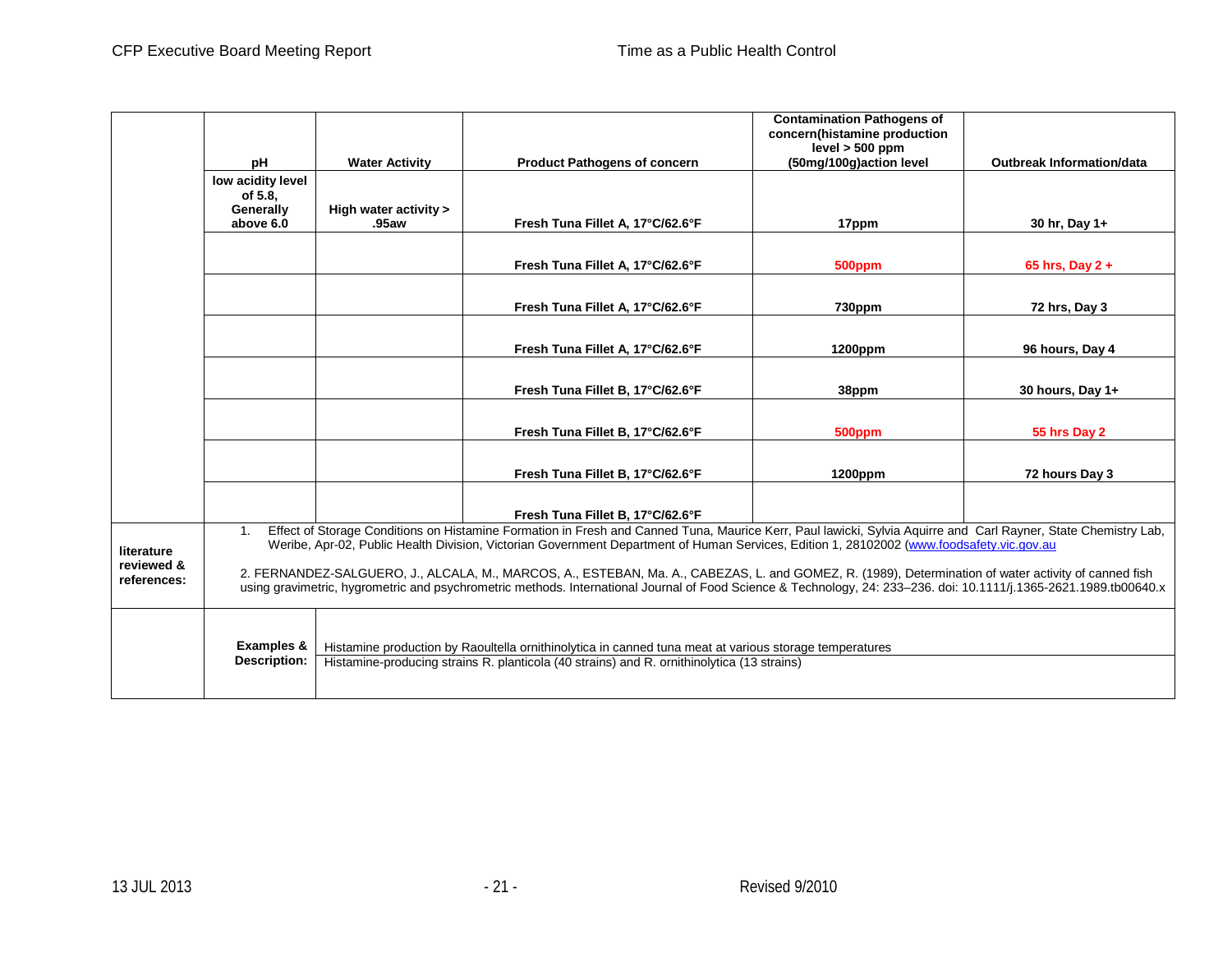| | pH | Water Activity | Product Pathogens of concern | Contamination Pathogens of concern(histamine production level > 500 ppm (50mg/100g)action level | Outbreak Information/data |
|---|---|---|---|---|---|
| | low acidity level of 5.8, Generally above 6.0 | High water activity > .95aw | Fresh Tuna Fillet A, 17°C/62.6°F | 17ppm | 30 hr, Day 1+ |
| | | | Fresh Tuna Fillet A, 17°C/62.6°F | 500ppm | 65 hrs, Day 2 + |
| | | | Fresh Tuna Fillet A, 17°C/62.6°F | 730ppm | 72 hrs, Day 3 |
| | | | Fresh Tuna Fillet A, 17°C/62.6°F | 1200ppm | 96 hours, Day 4 |
| | | | Fresh Tuna Fillet B, 17°C/62.6°F | 38ppm | 30 hours, Day 1+ |
| | | | Fresh Tuna Fillet B, 17°C/62.6°F | 500ppm | 55 hrs Day 2 |
| | | | Fresh Tuna Fillet B, 17°C/62.6°F | 1200ppm | 72 hours Day 3 |
| | | | Fresh Tuna Fillet B, 17°C/62.6°F | | |
| literature reviewed & references: | 1. Effect of Storage Conditions on Histamine Formation in Fresh and Canned Tuna, Maurice Kerr, Paul lawicki, Sylvia Aquirre and Carl Rayner, State Chemistry Lab, Weribe, Apr-02, Public Health Division, Victorian Government Department of Human Services, Edition 1, 28102002 (www.foodsafety.vic.gov.au) 2. FERNANDEZ-SALGUERO, J., ALCALA, M., MARCOS, A., ESTEBAN, Ma. A., CABEZAS, L. and GOMEZ, R. (1989), Determination of water activity of canned fish using gravimetric, hygrometric and psychrometric methods. International Journal of Food Science & Technology, 24: 233–236. doi: 10.1111/j.1365-2621.1989.tb00640.x | | | | |
| | Examples & Description: | Histamine production by Raoultella ornithinolytica in canned tuna meat at various storage temperatures | | | |
| | | Histamine-producing strains R. planticola (40 strains) and R. ornithinolytica (13 strains) | | | |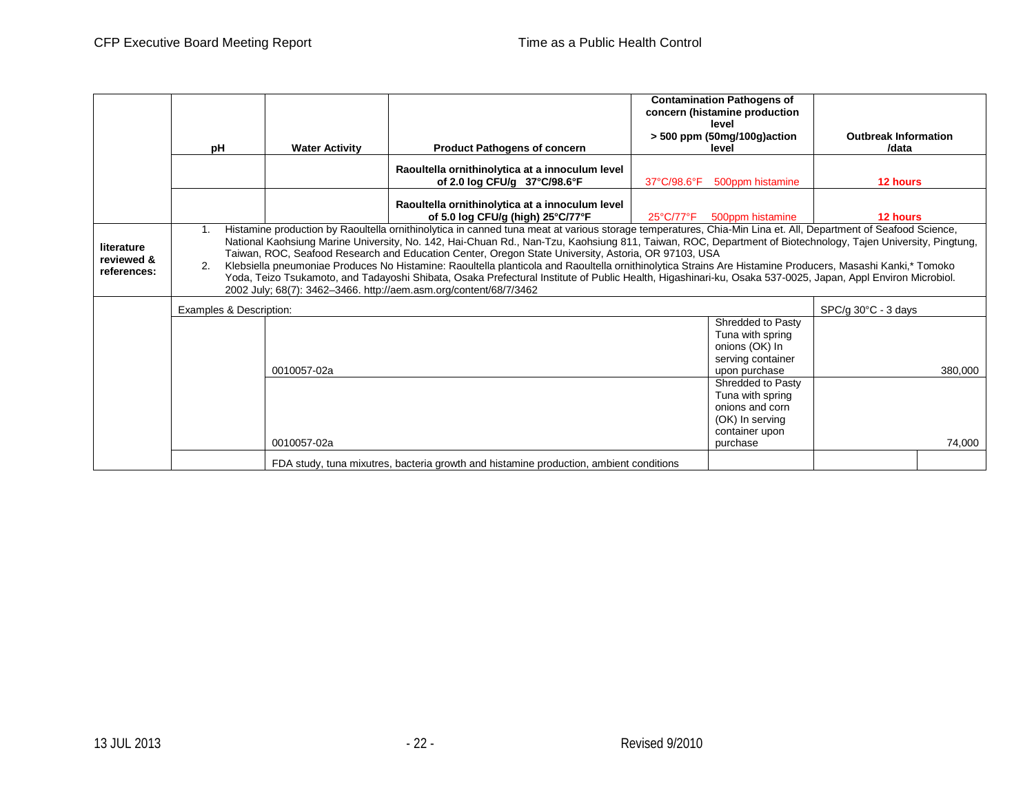| | pH | Water Activity | Product Pathogens of concern | Contamination Pathogens of concern (histamine production level > 500 ppm (50mg/100g)action level | | Outbreak Information /data | |
|---|---|---|---|---|---|---|---|
| | | | Raoultella ornithinolytica at a innoculum level of 2.0 log CFU/g 37°C/98.6°F | 37°C/98.6°F | 500ppm histamine | 12 hours | |
| | | | Raoultella ornithinolytica at a innoculum level of 5.0 log CFU/g (high) 25°C/77°F | 25°C/77°F | 500ppm histamine | 12 hours | |
| literature reviewed & references: | 1. Histamine production by Raoultella ornithinolytica in canned tuna meat at various storage temperatures, Chia-Min Lina et. All, Department of Seafood Science, National Kaohsiung Marine University, No. 142, Hai-Chuan Rd., Nan-Tzu, Kaohsiung 811, Taiwan, ROC, Department of Biotechnology, Tajen University, Pingtung, Taiwan, ROC, Seafood Research and Education Center, Oregon State University, Astoria, OR 97103, USA<br>2. Klebsiella pneumoniae Produces No Histamine: Raoultella planticola and Raoultella ornithinolytica Strains Are Histamine Producers, Masashi Kanki,* Tomoko Yoda, Teizo Tsukamoto, and Tadayoshi Shibata, Osaka Prefectural Institute of Public Health, Higashinari-ku, Osaka 537-0025, Japan, Appl Environ Microbiol. 2002 July; 68(7): 3462–3466. http://aem.asm.org/content/68/7/3462 | | | | | | |
| | Examples & Description: | | | | | SPC/g 30°C - 3 days | |
| | | 0010057-02a | | | Shredded to Pasty Tuna with spring onions (OK) In serving container upon purchase | | 380,000 |
| | | 0010057-02a | | | Shredded to Pasty Tuna with spring onions and corn (OK) In serving container upon purchase | | 74,000 |
| | | FDA study, tuna mixutres, bacteria growth and histamine production, ambient conditions | | | | | |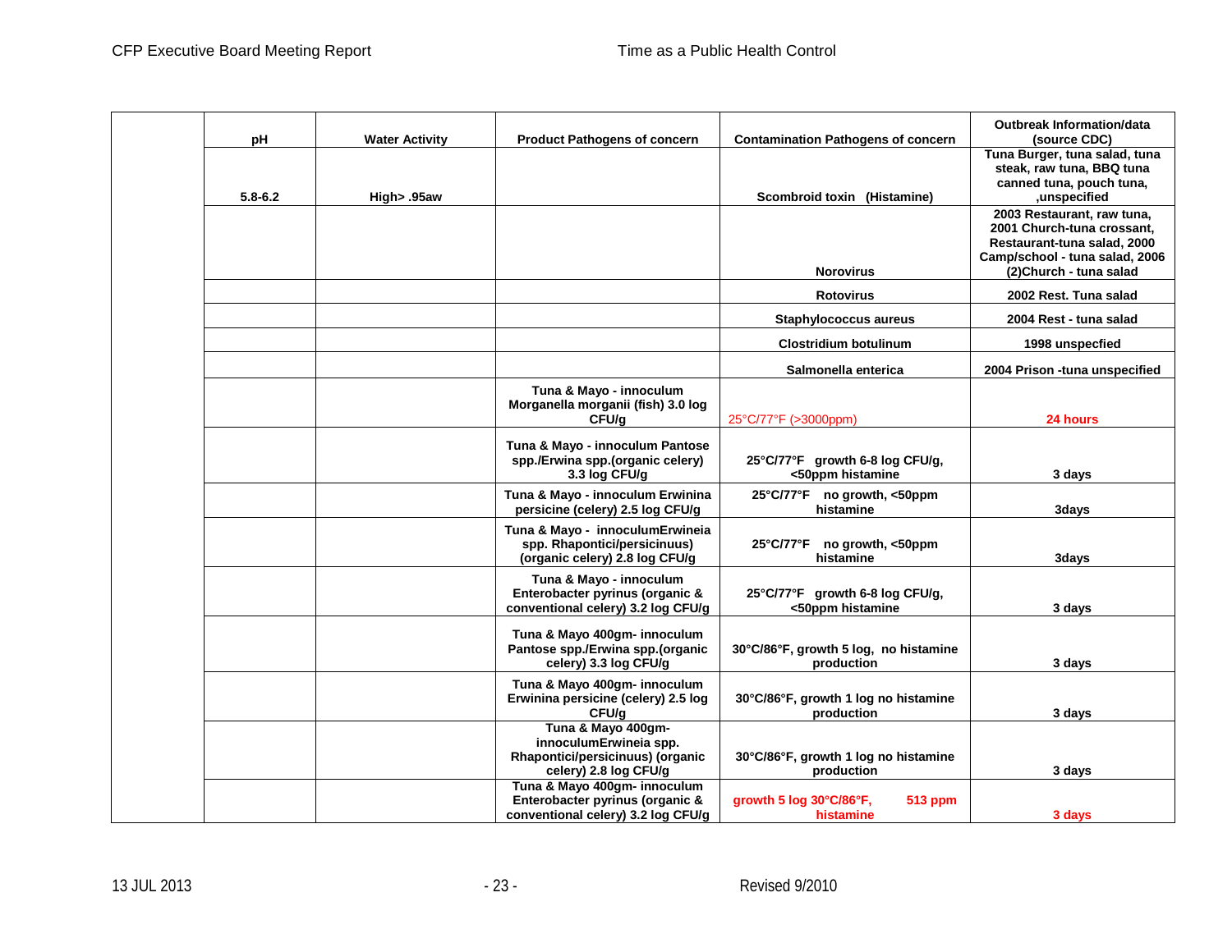| | pH | Water Activity | Product Pathogens of concern | Contamination Pathogens of concern | Outbreak Information/data (source CDC) |
|---|---|---|---|---|---|
| | 5.8-6.2 | High> .95aw | | Scombroid toxin (Histamine) | Tuna Burger, tuna salad, tuna steak, raw tuna, BBQ tuna canned tuna, pouch tuna, ,unspecified |
| | | | | Norovirus | 2003 Restaurant, raw tuna, 2001 Church-tuna crossant, Restaurant-tuna salad, 2000 Camp/school - tuna salad, 2006 (2)Church - tuna salad |
| | | | | Rotovirus | 2002 Rest. Tuna salad |
| | | | | Staphylococcus aureus | 2004 Rest - tuna salad |
| | | | | Clostridium botulinum | 1998 unspecfied |
| | | | | Salmonella enterica | 2004 Prison -tuna unspecified |
| | | | Tuna & Mayo - innoculum Morganella morganii (fish) 3.0 log CFU/g | 25°C/77°F (>3000ppm) | 24 hours |
| | | | Tuna & Mayo - innoculum Pantose spp./Erwina spp.(organic celery) 3.3 log CFU/g | 25°C/77°F growth 6-8 log CFU/g, <50ppm histamine | 3 days |
| | | | Tuna & Mayo - innoculum Erwinina persicine (celery) 2.5 log CFU/g | 25°C/77°F no growth, <50ppm histamine | 3days |
| | | | Tuna & Mayo - innoculumErwineia spp. Rhapontici/persicinuus) (organic celery) 2.8 log CFU/g | 25°C/77°F no growth, <50ppm histamine | 3days |
| | | | Tuna & Mayo - innoculum Enterobacter pyrinus (organic & conventional celery) 3.2 log CFU/g | 25°C/77°F growth 6-8 log CFU/g, <50ppm histamine | 3 days |
| | | | Tuna & Mayo 400gm- innoculum Pantose spp./Erwina spp.(organic celery) 3.3 log CFU/g | 30°C/86°F, growth 5 log, no histamine production | 3 days |
| | | | Tuna & Mayo 400gm- innoculum Erwinina persicine (celery) 2.5 log CFU/g | 30°C/86°F, growth 1 log no histamine production | 3 days |
| | | | Tuna & Mayo 400gm- innoculumErwineia spp. Rhapontici/persicinuus) (organic celery) 2.8 log CFU/g | 30°C/86°F, growth 1 log no histamine production | 3 days |
| | | | Tuna & Mayo 400gm- innoculum Enterobacter pyrinus (organic & conventional celery) 3.2 log CFU/g | growth 5 log 30°C/86°F, 513 ppm histamine | 3 days |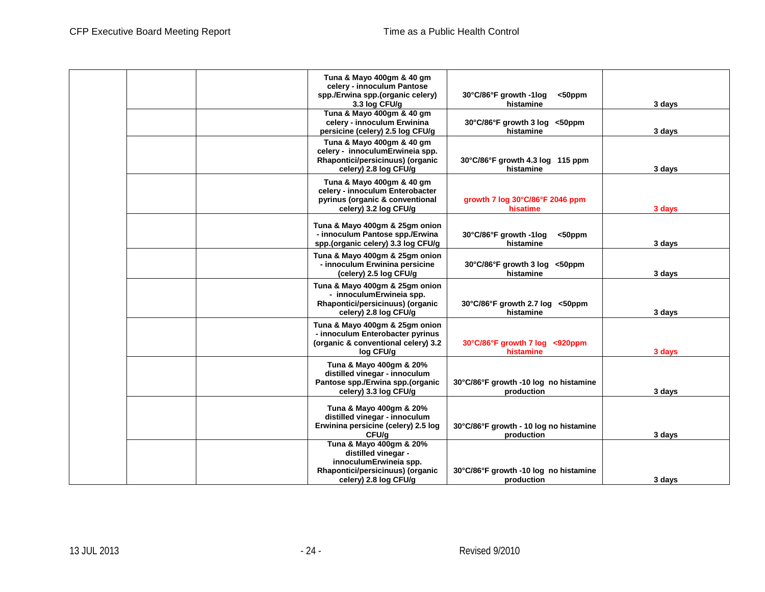| | | | | | |
|---|---|---|---|---|---|
| | | | Tuna & Mayo 400gm & 40 gm celery - innoculum Pantose spp./Erwina spp.(organic celery) 3.3 log CFU/g | 30°C/86°F growth -1log <50ppm histamine | 3 days |
| | | | Tuna & Mayo 400gm & 40 gm celery - innoculum Erwinina persicine (celery) 2.5 log CFU/g | 30°C/86°F growth 3 log <50ppm histamine | 3 days |
| | | | Tuna & Mayo 400gm & 40 gm celery - innoculumErwineia spp. Rhapontici/persicinuus) (organic celery) 2.8 log CFU/g | 30°C/86°F growth 4.3 log 115 ppm histamine | 3 days |
| | | | Tuna & Mayo 400gm & 40 gm celery - innoculum Enterobacter pyrinus (organic & conventional celery) 3.2 log CFU/g | growth 7 log 30°C/86°F 2046 ppm hisatime | 3 days |
| | | | Tuna & Mayo 400gm & 25gm onion - innoculum Pantose spp./Erwina spp.(organic celery) 3.3 log CFU/g | 30°C/86°F growth -1log <50ppm histamine | 3 days |
| | | | Tuna & Mayo 400gm & 25gm onion - innoculum Erwinina persicine (celery) 2.5 log CFU/g | 30°C/86°F growth 3 log <50ppm histamine | 3 days |
| | | | Tuna & Mayo 400gm & 25gm onion - innoculumErwineia spp. Rhapontici/persicinuus) (organic celery) 2.8 log CFU/g | 30°C/86°F growth 2.7 log <50ppm histamine | 3 days |
| | | | Tuna & Mayo 400gm & 25gm onion - innoculum Enterobacter pyrinus (organic & conventional celery) 3.2 log CFU/g | 30°C/86°F growth 7 log <920ppm histamine | 3 days |
| | | | Tuna & Mayo 400gm & 20% distilled vinegar - innoculum Pantose spp./Erwina spp.(organic celery) 3.3 log CFU/g | 30°C/86°F growth -10 log no histamine production | 3 days |
| | | | Tuna & Mayo 400gm & 20% distilled vinegar - innoculum Erwinina persicine (celery) 2.5 log CFU/g | 30°C/86°F growth - 10 log no histamine production | 3 days |
| | | | Tuna & Mayo 400gm & 20% distilled vinegar - innoculumErwineia spp. Rhapontici/persicinuus) (organic celery) 2.8 log CFU/g | 30°C/86°F growth -10 log no histamine production | 3 days |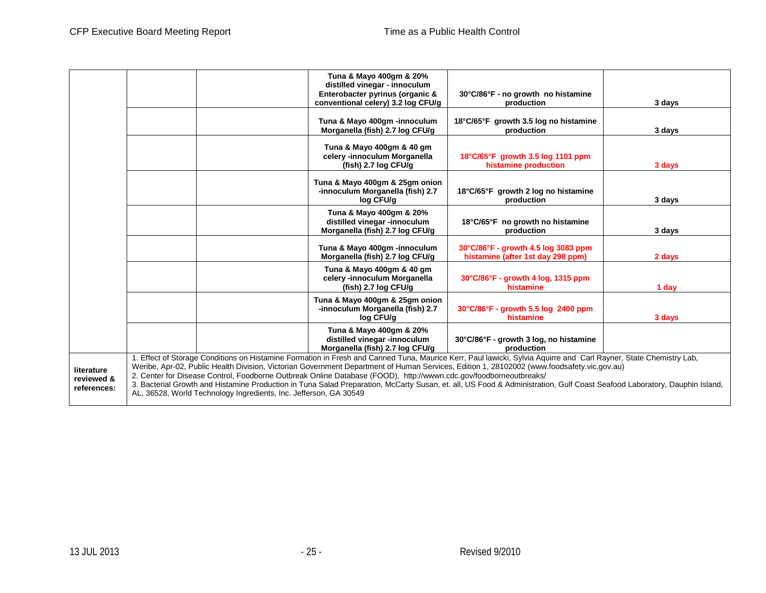| | | | | | |
|---|---|---|---|---|---|
| | | | **Tuna & Mayo 400gm & 20% distilled vinegar - innoculum Enterobacter pyrinus (organic & conventional celery) 3.2 log CFU/g** | **30°C/86°F - no growth no histamine production** | **3 days** |
| | | | **Tuna & Mayo 400gm -innoculum Morganella (fish) 2.7 log CFU/g** | **18°C/65°F growth 3.5 log no histamine production** | **3 days** |
| | | | **Tuna & Mayo 400gm & 40 gm celery -innoculum Morganella (fish) 2.7 log CFU/g** | **18°C/65°F growth 3.5 log 1101 ppm histamine production** | **3 days** |
| | | | **Tuna & Mayo 400gm & 25gm onion -innoculum Morganella (fish) 2.7 log CFU/g** | **18°C/65°F growth 2 log no histamine production** | **3 days** |
| | | | **Tuna & Mayo 400gm & 20% distilled vinegar -innoculum Morganella (fish) 2.7 log CFU/g** | **18°C/65°F no growth no histamine production** | **3 days** |
| | | | **Tuna & Mayo 400gm -innoculum Morganella (fish) 2.7 log CFU/g** | **30°C/86°F - growth 4.5 log 3083 ppm histamine (after 1st day 298 ppm)** | **2 days** |
| | | | **Tuna & Mayo 400gm & 40 gm celery -innoculum Morganella (fish) 2.7 log CFU/g** | **30°C/86°F - growth 4 log, 1315 ppm histamine** | **1 day** |
| | | | **Tuna & Mayo 400gm & 25gm onion -innoculum Morganella (fish) 2.7 log CFU/g** | **30°C/86°F - growth 5.5 log 2400 ppm histamine** | **3 days** |
| | | | **Tuna & Mayo 400gm & 20% distilled vinegar -innoculum Morganella (fish) 2.7 log CFU/g** | **30°C/86°F - growth 3 log, no histamine production** | |
| **literature reviewed & references:** | 1. Effect of Storage Conditions on Histamine Formation in Fresh and Canned Tuna, Maurice Kerr, Paul lawicki, Sylvia Aquirre and Carl Rayner, State Chemistry Lab, Weribe, Apr-02, Public Health Division, Victorian Government Department of Human Services, Edition 1, 28102002 (www.foodsafety.vic.gov.au)<br>2. Center for Disease Control, Foodborne Outbreak Online Database (FOOD), http://wwwn.cdc.gov/foodborneoutbreaks/<br>3. Bacterial Growth and Histamine Production in Tuna Salad Preparation, McCarty Susan, et. all, US Food & Administration, Gulf Coast Seafood Laboratory, Dauphin Island, AL, 36528, World Technology Ingredients, Inc. Jefferson, GA 30549 | | | | |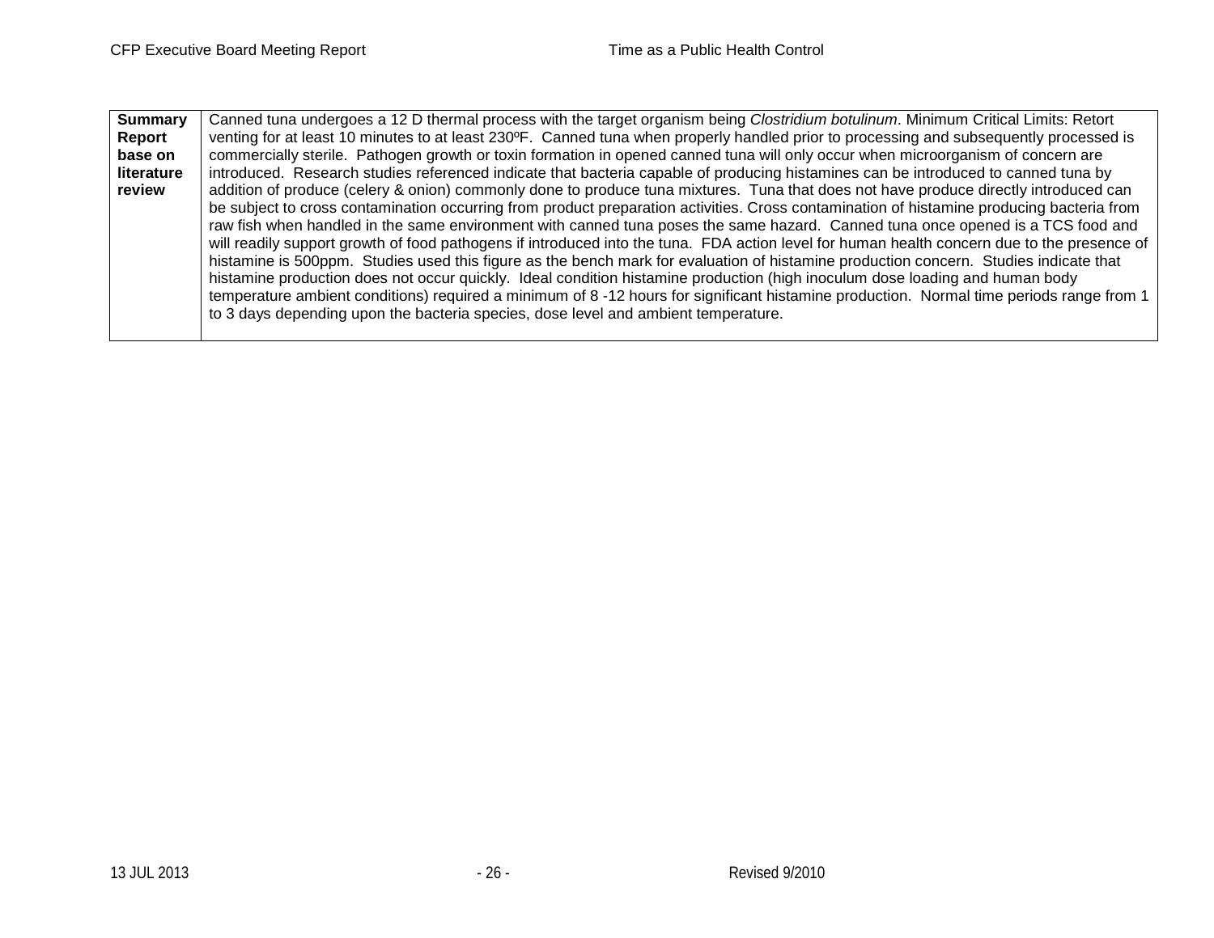| **Summary Report base on literature review** | Canned tuna undergoes a 12 D thermal process with the target organism being *Clostridium botulinum*. Minimum Critical Limits: Retort venting for at least 10 minutes to at least 230ºF. Canned tuna when properly handled prior to processing and subsequently processed is commercially sterile. Pathogen growth or toxin formation in opened canned tuna will only occur when microorganism of concern are introduced. Research studies referenced indicate that bacteria capable of producing histamines can be introduced to canned tuna by addition of produce (celery & onion) commonly done to produce tuna mixtures. Tuna that does not have produce directly introduced can be subject to cross contamination occurring from product preparation activities. Cross contamination of histamine producing bacteria from raw fish when handled in the same environment with canned tuna poses the same hazard. Canned tuna once opened is a TCS food and will readily support growth of food pathogens if introduced into the tuna. FDA action level for human health concern due to the presence of histamine is 500ppm. Studies used this figure as the bench mark for evaluation of histamine production concern. Studies indicate that histamine production does not occur quickly. Ideal condition histamine production (high inoculum dose loading and human body temperature ambient conditions) required a minimum of 8 -12 hours for significant histamine production. Normal time periods range from 1 to 3 days depending upon the bacteria species, dose level and ambient temperature. |
|---|---|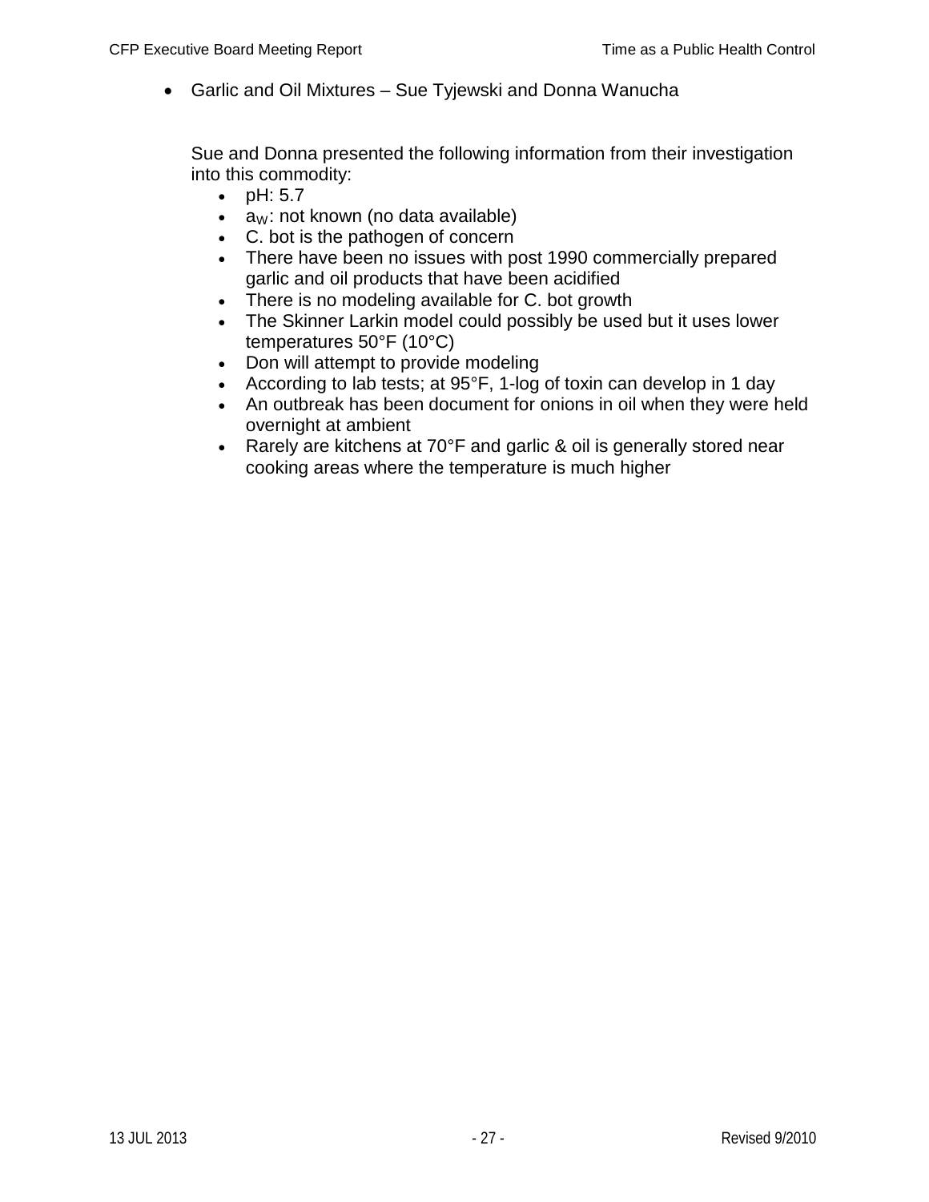- Garlic and Oil Mixtures – Sue Tyjewski and Donna Wanucha

  Sue and Donna presented the following information from their investigation into this commodity:

  - pH: 5.7
  - $a_W$: not known (no data available)
  - C. bot is the pathogen of concern
  - There have been no issues with post 1990 commercially prepared garlic and oil products that have been acidified
  - There is no modeling available for C. bot growth
  - The Skinner Larkin model could possibly be used but it uses lower temperatures 50°F (10°C)
  - Don will attempt to provide modeling
  - According to lab tests; at 95°F, 1-log of toxin can develop in 1 day
  - An outbreak has been document for onions in oil when they were held overnight at ambient
  - Rarely are kitchens at 70°F and garlic & oil is generally stored near cooking areas where the temperature is much higher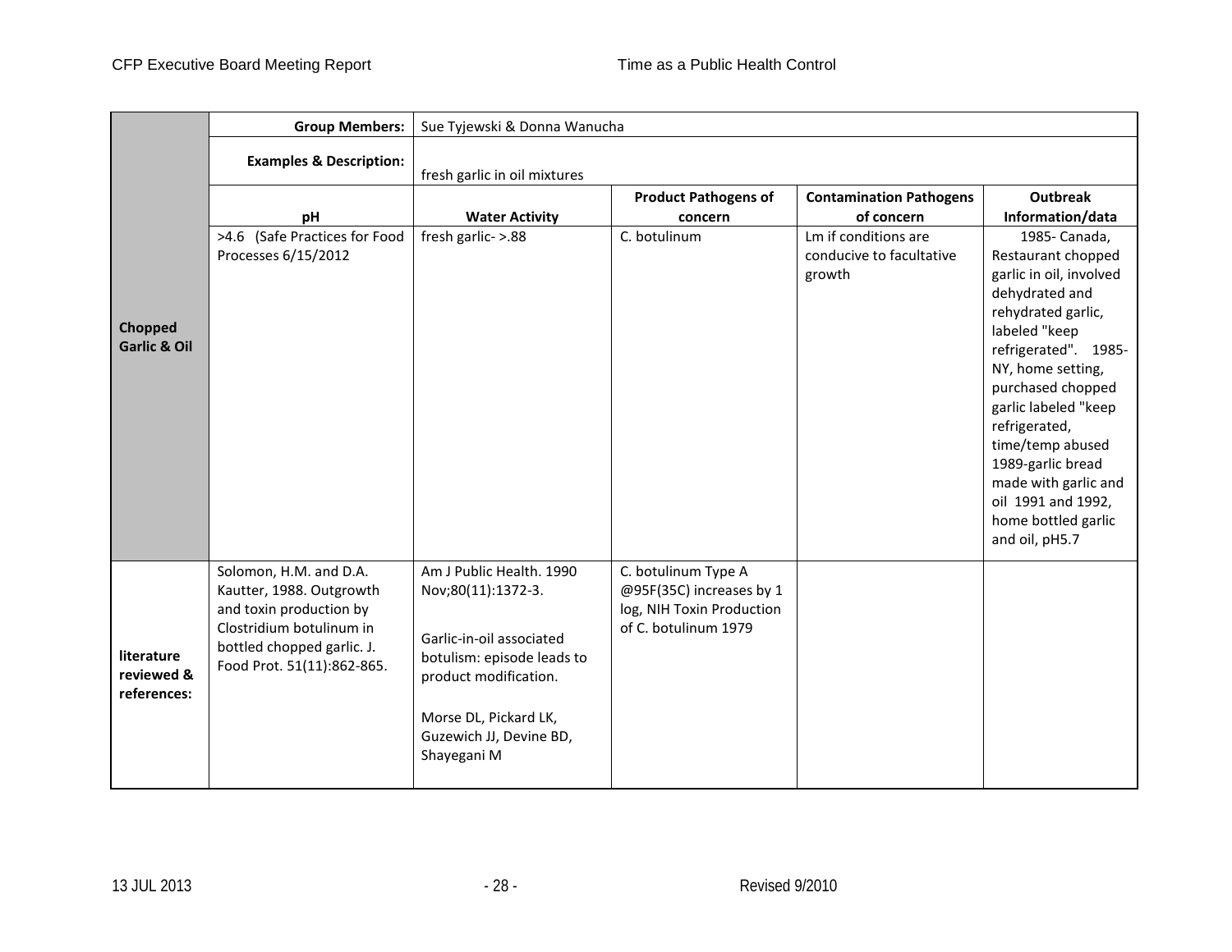| | Group Members: | Sue Tyjewski & Donna Wanucha | | | |
|---|---|---|---|---|---|
| | Examples & Description: | fresh garlic in oil mixtures | | | |
| | pH | Water Activity | Product Pathogens of concern | Contamination Pathogens of concern | Outbreak Information/data |
| **Chopped Garlic & Oil** | >4.6 (Safe Practices for Food Processes 6/15/2012 | fresh garlic- >.88 | C. botulinum | Lm if conditions are conducive to facultative growth | 1985- Canada, Restaurant chopped garlic in oil, involved dehydrated and rehydrated garlic, labeled "keep refrigerated". 1985- NY, home setting, purchased chopped garlic labeled "keep refrigerated, time/temp abused 1989-garlic bread made with garlic and oil 1991 and 1992, home bottled garlic and oil, pH5.7 |
| **literature reviewed & references:** | Solomon, H.M. and D.A. Kautter, 1988. Outgrowth and toxin production by Clostridium botulinum in bottled chopped garlic. J. Food Prot. 51(11):862-865. | Am J Public Health. 1990 Nov;80(11):1372-3. Garlic-in-oil associated botulism: episode leads to product modification. Morse DL, Pickard LK, Guzewich JJ, Devine BD, Shayegani M | C. botulinum Type A @95F(35C) increases by 1 log, NIH Toxin Production of C. botulinum 1979 | | |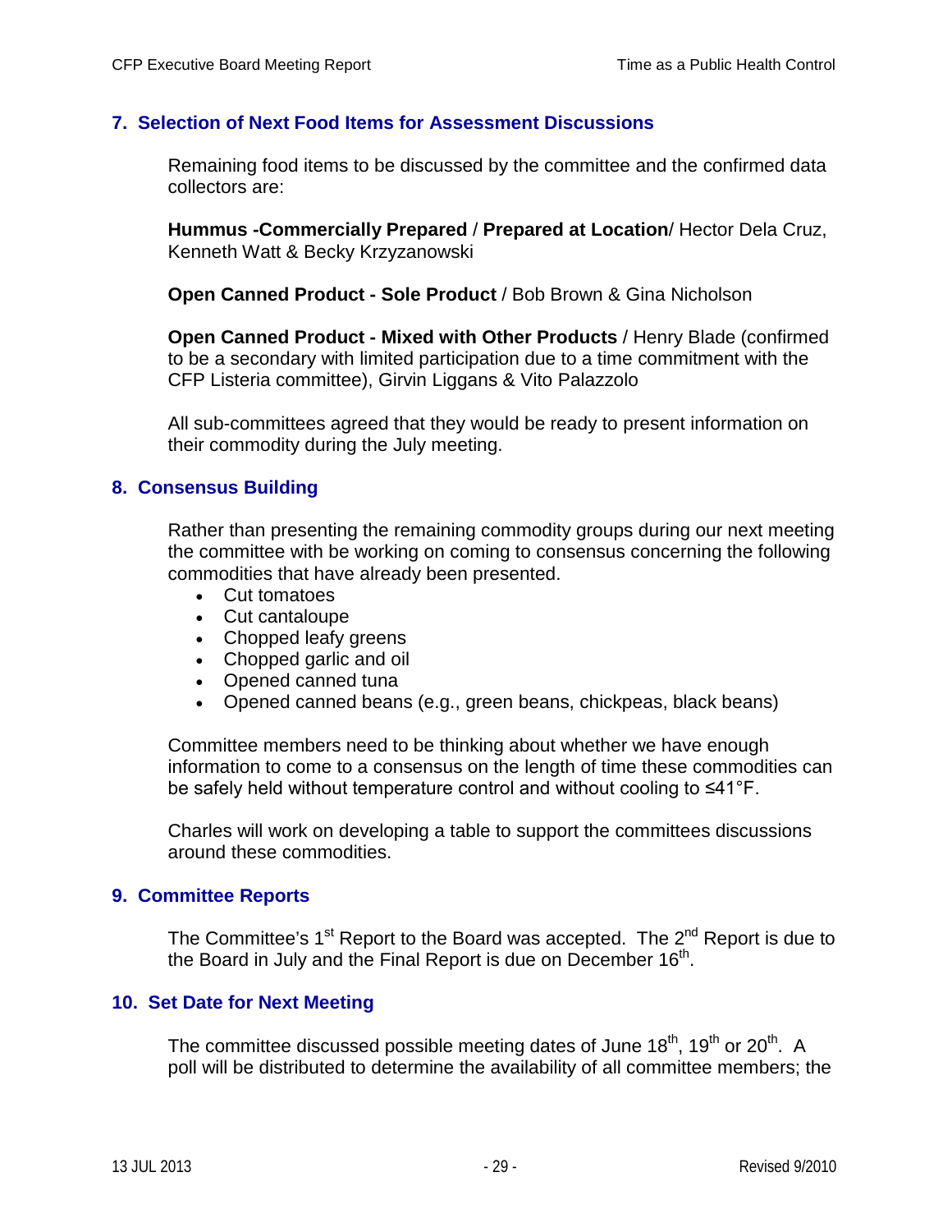## 7. Selection of Next Food Items for Assessment Discussions

Remaining food items to be discussed by the committee and the confirmed data collectors are:

**Hummus -Commercially Prepared** / **Prepared at Location**/ Hector Dela Cruz, Kenneth Watt & Becky Krzyzanowski

**Open Canned Product - Sole Product** / Bob Brown & Gina Nicholson

**Open Canned Product - Mixed with Other Products** / Henry Blade (confirmed to be a secondary with limited participation due to a time commitment with the CFP Listeria committee), Girvin Liggans & Vito Palazzolo

All sub-committees agreed that they would be ready to present information on their commodity during the July meeting.

## 8. Consensus Building

Rather than presenting the remaining commodity groups during our next meeting the committee with be working on coming to consensus concerning the following commodities that have already been presented.

- Cut tomatoes
- Cut cantaloupe
- Chopped leafy greens
- Chopped garlic and oil
- Opened canned tuna
- Opened canned beans (e.g., green beans, chickpeas, black beans)

Committee members need to be thinking about whether we have enough information to come to a consensus on the length of time these commodities can be safely held without temperature control and without cooling to ≤41°F.

Charles will work on developing a table to support the committees discussions around these commodities.

## 9. Committee Reports

The Committee's 1st Report to the Board was accepted. The 2nd Report is due to the Board in July and the Final Report is due on December 16th.

## 10. Set Date for Next Meeting

The committee discussed possible meeting dates of June 18th, 19th or 20th. A poll will be distributed to determine the availability of all committee members; the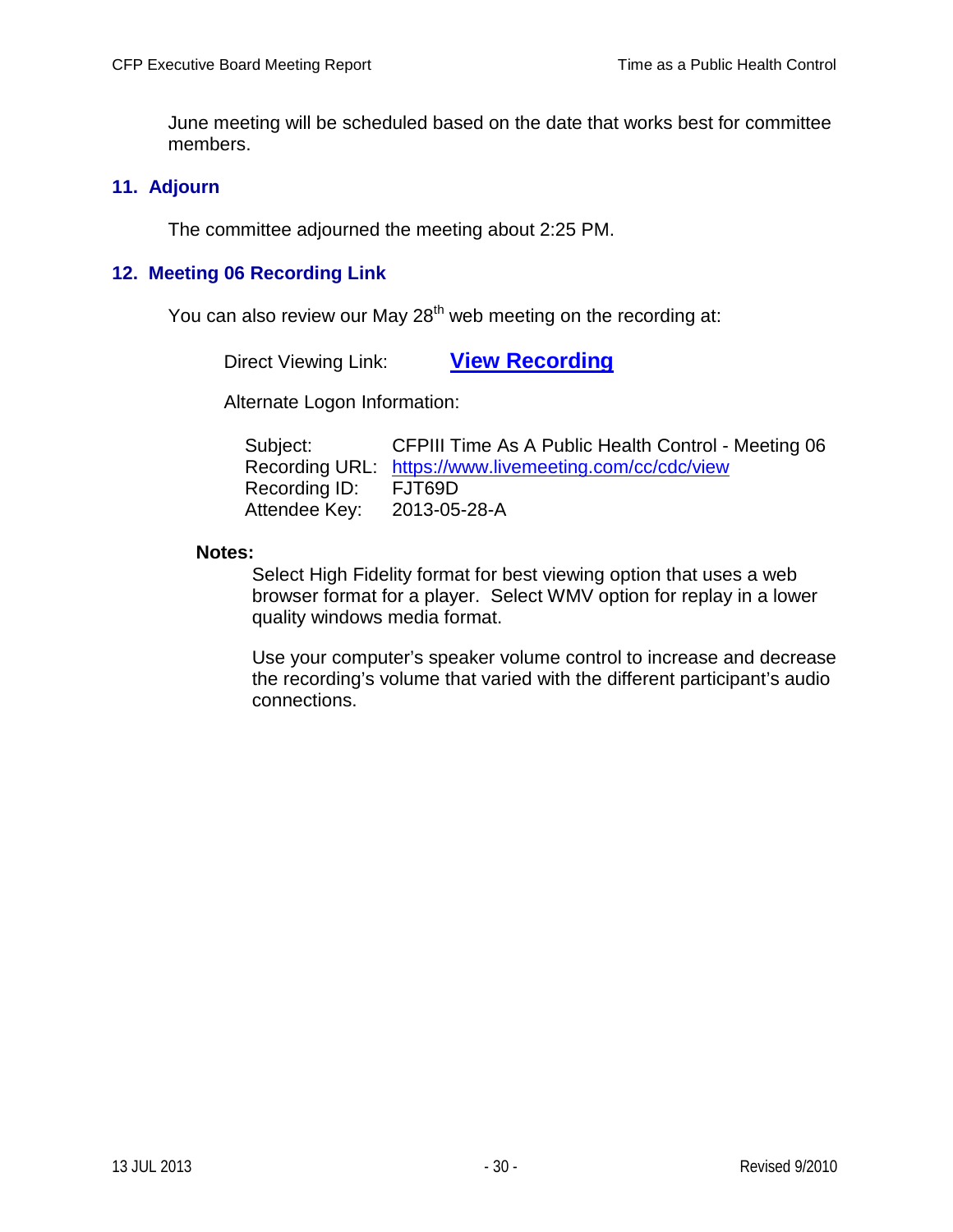June meeting will be scheduled based on the date that works best for committee members.

## 11. Adjourn

The committee adjourned the meeting about 2:25 PM.

## 12. Meeting 06 Recording Link

You can also review our May 28th web meeting on the recording at:

Direct Viewing Link: **View Recording**

Alternate Logon Information:

Subject: CFPIII Time As A Public Health Control - Meeting 06
Recording URL: https://www.livemeeting.com/cc/cdc/view
Recording ID: FJT69D
Attendee Key: 2013-05-28-A

**Notes:**

Select High Fidelity format for best viewing option that uses a web browser format for a player. Select WMV option for replay in a lower quality windows media format.

Use your computer's speaker volume control to increase and decrease the recording's volume that varied with the different participant's audio connections.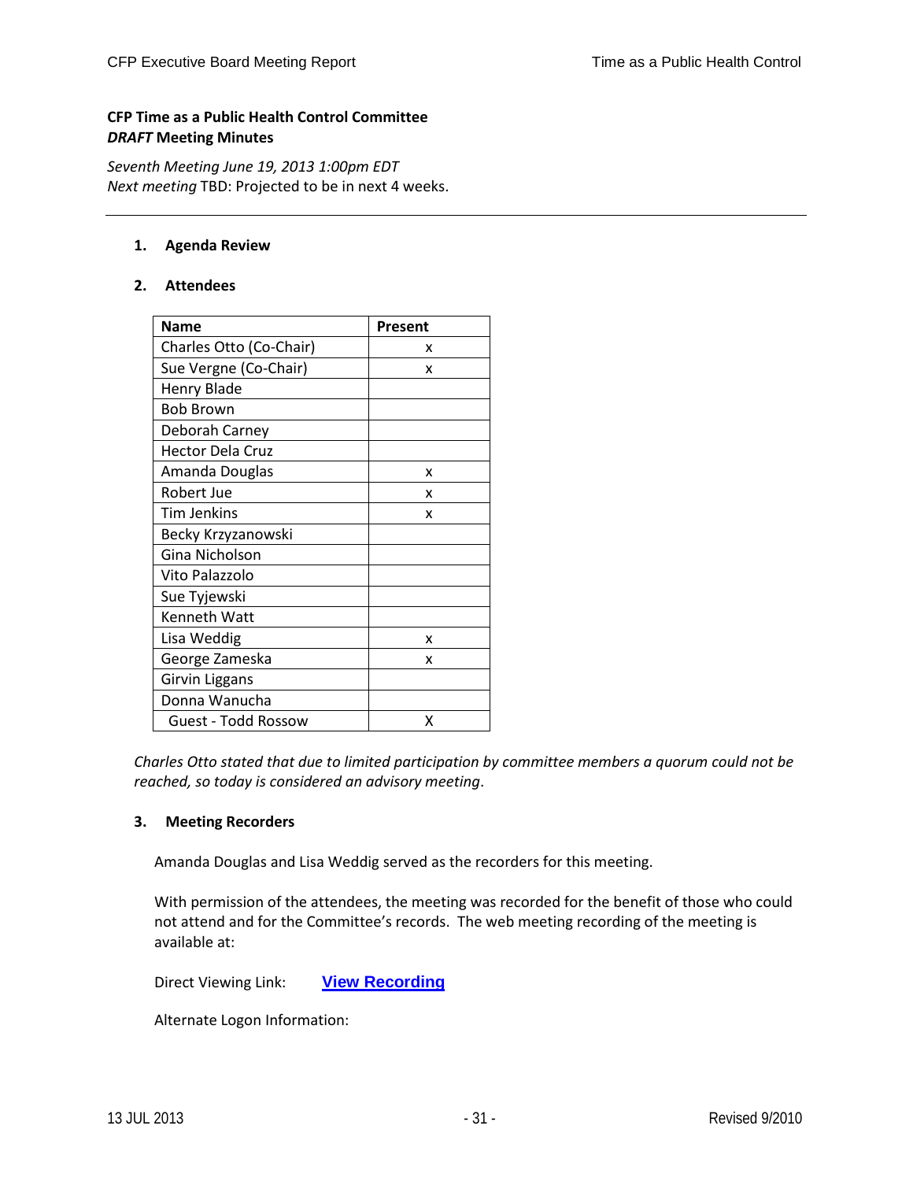**CFP Time as a Public Health Control Committee**
***DRAFT* Meeting Minutes**

*Seventh Meeting June 19, 2013 1:00pm EDT*
*Next meeting* TBD: Projected to be in next 4 weeks.

---

1. **Agenda Review**

2. **Attendees**

| Name | Present |
|---|---|
| Charles Otto (Co-Chair) | x |
| Sue Vergne (Co-Chair) | x |
| Henry Blade | |
| Bob Brown | |
| Deborah Carney | |
| Hector Dela Cruz | |
| Amanda Douglas | x |
| Robert Jue | x |
| Tim Jenkins | x |
| Becky Krzyzanowski | |
| Gina Nicholson | |
| Vito Palazzolo | |
| Sue Tyjewski | |
| Kenneth Watt | |
| Lisa Weddig | x |
| George Zameska | x |
| Girvin Liggans | |
| Donna Wanucha | |
| Guest - Todd Rossow | X |

*Charles Otto stated that due to limited participation by committee members a quorum could not be reached, so today is considered an advisory meeting.*

3. **Meeting Recorders**

Amanda Douglas and Lisa Weddig served as the recorders for this meeting.

With permission of the attendees, the meeting was recorded for the benefit of those who could not attend and for the Committee's records. The web meeting recording of the meeting is available at:

Direct Viewing Link: **View Recording**

Alternate Logon Information: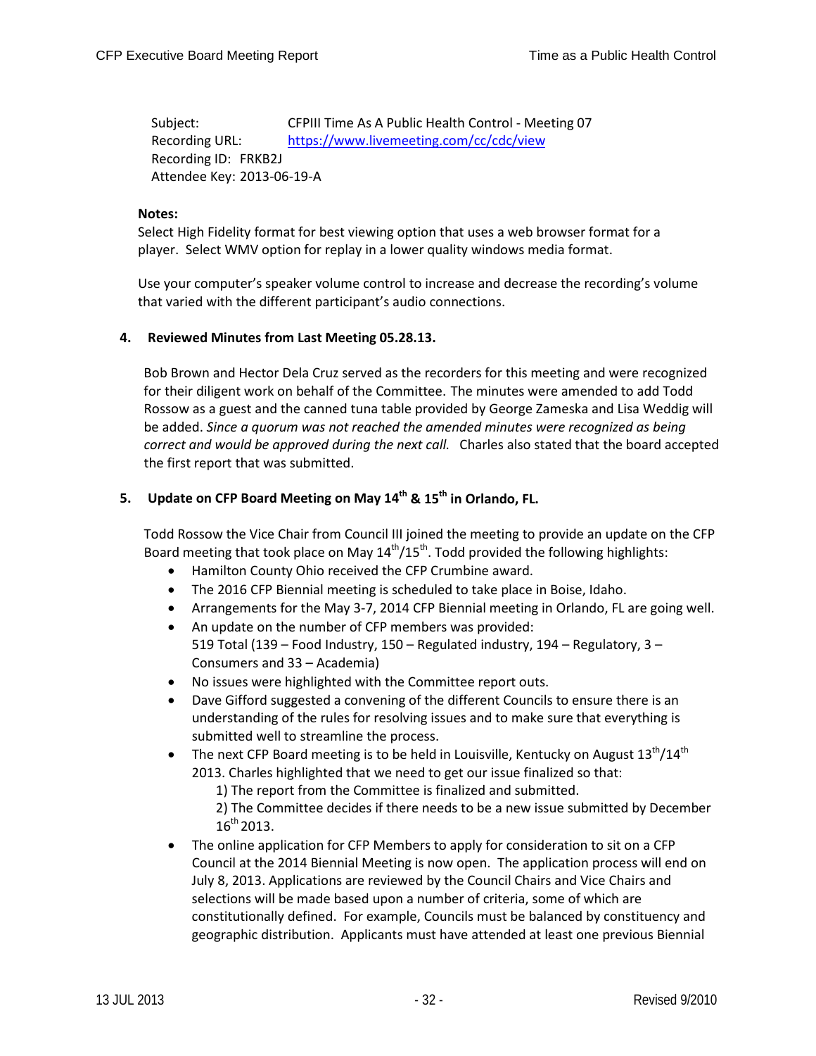Subject: CFPIII Time As A Public Health Control - Meeting 07
Recording URL: https://www.livemeeting.com/cc/cdc/view
Recording ID: FRKB2J
Attendee Key: 2013-06-19-A

**Notes:**
Select High Fidelity format for best viewing option that uses a web browser format for a player. Select WMV option for replay in a lower quality windows media format.

Use your computer's speaker volume control to increase and decrease the recording's volume that varied with the different participant's audio connections.

**4. Reviewed Minutes from Last Meeting 05.28.13.**

Bob Brown and Hector Dela Cruz served as the recorders for this meeting and were recognized for their diligent work on behalf of the Committee. The minutes were amended to add Todd Rossow as a guest and the canned tuna table provided by George Zameska and Lisa Weddig will be added. *Since a quorum was not reached the amended minutes were recognized as being correct and would be approved during the next call.* Charles also stated that the board accepted the first report that was submitted.

**5. Update on CFP Board Meeting on May 14th & 15th in Orlando, FL.**

Todd Rossow the Vice Chair from Council III joined the meeting to provide an update on the CFP Board meeting that took place on May 14th/15th. Todd provided the following highlights:

- Hamilton County Ohio received the CFP Crumbine award.
- The 2016 CFP Biennial meeting is scheduled to take place in Boise, Idaho.
- Arrangements for the May 3-7, 2014 CFP Biennial meeting in Orlando, FL are going well.
- An update on the number of CFP members was provided:
  519 Total (139 – Food Industry, 150 – Regulated industry, 194 – Regulatory, 3 – Consumers and 33 – Academia)
- No issues were highlighted with the Committee report outs.
- Dave Gifford suggested a convening of the different Councils to ensure there is an understanding of the rules for resolving issues and to make sure that everything is submitted well to streamline the process.
- The next CFP Board meeting is to be held in Louisville, Kentucky on August 13th/14th 2013. Charles highlighted that we need to get our issue finalized so that:
  1) The report from the Committee is finalized and submitted.
  2) The Committee decides if there needs to be a new issue submitted by December 16th 2013.
- The online application for CFP Members to apply for consideration to sit on a CFP Council at the 2014 Biennial Meeting is now open. The application process will end on July 8, 2013. Applications are reviewed by the Council Chairs and Vice Chairs and selections will be made based upon a number of criteria, some of which are constitutionally defined. For example, Councils must be balanced by constituency and geographic distribution. Applicants must have attended at least one previous Biennial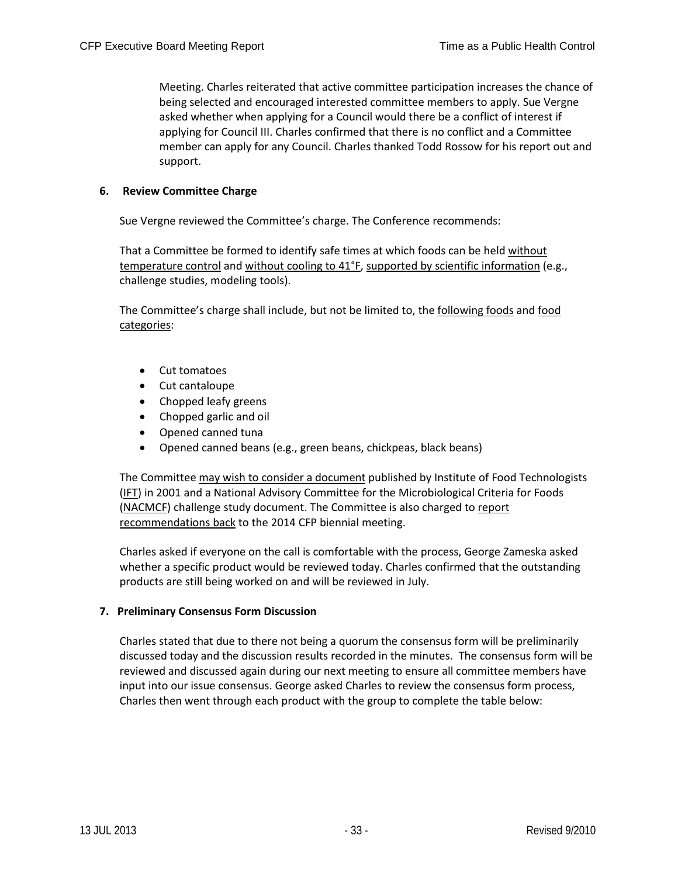Meeting. Charles reiterated that active committee participation increases the chance of being selected and encouraged interested committee members to apply. Sue Vergne asked whether when applying for a Council would there be a conflict of interest if applying for Council III. Charles confirmed that there is no conflict and a Committee member can apply for any Council. Charles thanked Todd Rossow for his report out and support.

**6. Review Committee Charge**

Sue Vergne reviewed the Committee's charge. The Conference recommends:

That a Committee be formed to identify safe times at which foods can be held <u>without temperature control</u> and <u>without cooling to 41°F</u>, <u>supported by scientific information</u> (e.g., challenge studies, modeling tools).

The Committee's charge shall include, but not be limited to, the <u>following foods</u> and <u>food categories</u>:

- Cut tomatoes
- Cut cantaloupe
- Chopped leafy greens
- Chopped garlic and oil
- Opened canned tuna
- Opened canned beans (e.g., green beans, chickpeas, black beans)

The Committee <u>may wish to consider a document</u> published by Institute of Food Technologists (<u>IFT</u>) in 2001 and a National Advisory Committee for the Microbiological Criteria for Foods (<u>NACMCF</u>) challenge study document. The Committee is also charged to <u>report recommendations back</u> to the 2014 CFP biennial meeting.

Charles asked if everyone on the call is comfortable with the process, George Zameska asked whether a specific product would be reviewed today. Charles confirmed that the outstanding products are still being worked on and will be reviewed in July.

**7. Preliminary Consensus Form Discussion**

Charles stated that due to there not being a quorum the consensus form will be preliminarily discussed today and the discussion results recorded in the minutes. The consensus form will be reviewed and discussed again during our next meeting to ensure all committee members have input into our issue consensus. George asked Charles to review the consensus form process, Charles then went through each product with the group to complete the table below: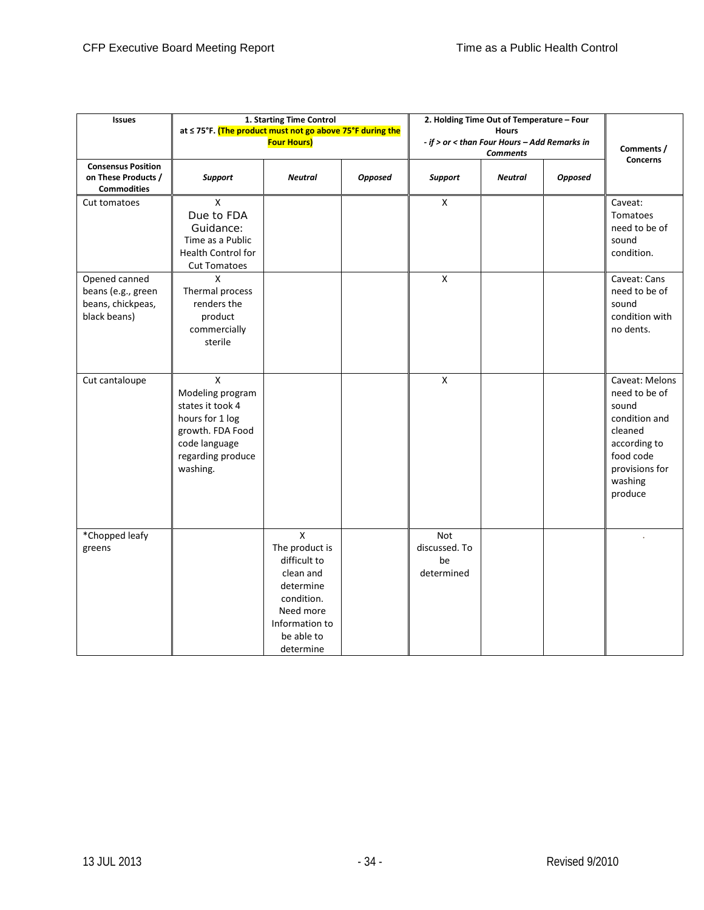| Issues | 1. Starting Time Control at ≤ 75°F. **(The product must not go above 75°F during the Four Hours)** | | | 2. Holding Time Out of Temperature – Four Hours - *if > or < than Four Hours – Add Remarks in Comments* | | | Comments / Concerns |
|---|---|---|---|---|---|---|---|
| **Consensus Position on These Products / Commodities** | ***Support*** | ***Neutral*** | ***Opposed*** | ***Support*** | ***Neutral*** | ***Opposed*** | |
| Cut tomatoes | X Due to FDA Guidance: Time as a Public Health Control for Cut Tomatoes | | | X | | | Caveat: Tomatoes need to be of sound condition. |
| Opened canned beans (e.g., green beans, chickpeas, black beans) | X Thermal process renders the product commercially sterile | | | X | | | Caveat: Cans need to be of sound condition with no dents. |
| Cut cantaloupe | X Modeling program states it took 4 hours for 1 log growth. FDA Food code language regarding produce washing. | | | X | | | Caveat: Melons need to be of sound condition and cleaned according to food code provisions for washing produce |
| *Chopped leafy greens | | X The product is difficult to clean and determine condition. Need more Information to be able to determine | | Not discussed. To be determined | | | . |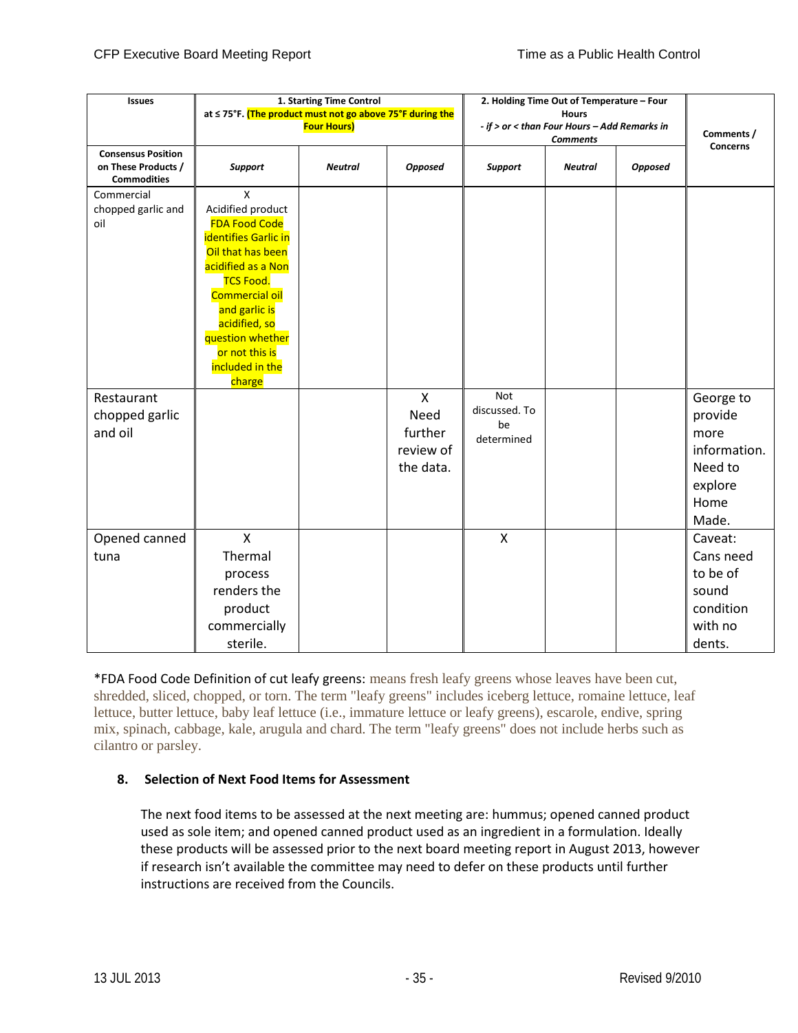| Issues | 1. Starting Time Control at ≤ 75°F. (The product must not go above 75°F during the Four Hours) | | | 2. Holding Time Out of Temperature – Four Hours - if > or < than Four Hours – Add Remarks in Comments | | | Comments / Concerns |
|---|---|---|---|---|---|---|---|
| Consensus Position on These Products / Commodities | *Support* | *Neutral* | *Opposed* | *Support* | *Neutral* | *Opposed* | |
| Commercial chopped garlic and oil | X Acidified product FDA Food Code identifies Garlic in Oil that has been acidified as a Non TCS Food. Commercial oil and garlic is acidified, so question whether or not this is included in the charge | | | | | | |
| Restaurant chopped garlic and oil | | | X Need further review of the data. | Not discussed. To be determined | | | George to provide more information. Need to explore Home Made. |
| Opened canned tuna | X Thermal process renders the product commercially sterile. | | | X | | | Caveat: Cans need to be of sound condition with no dents. |

*FDA Food Code Definition of cut leafy greens: means fresh leafy greens whose leaves have been cut, shredded, sliced, chopped, or torn. The term "leafy greens" includes iceberg lettuce, romaine lettuce, leaf lettuce, butter lettuce, baby leaf lettuce (i.e., immature lettuce or leafy greens), escarole, endive, spring mix, spinach, cabbage, kale, arugula and chard. The term "leafy greens" does not include herbs such as cilantro or parsley.

### 8. Selection of Next Food Items for Assessment

The next food items to be assessed at the next meeting are: hummus; opened canned product used as sole item; and opened canned product used as an ingredient in a formulation. Ideally these products will be assessed prior to the next board meeting report in August 2013, however if research isn't available the committee may need to defer on these products until further instructions are received from the Councils.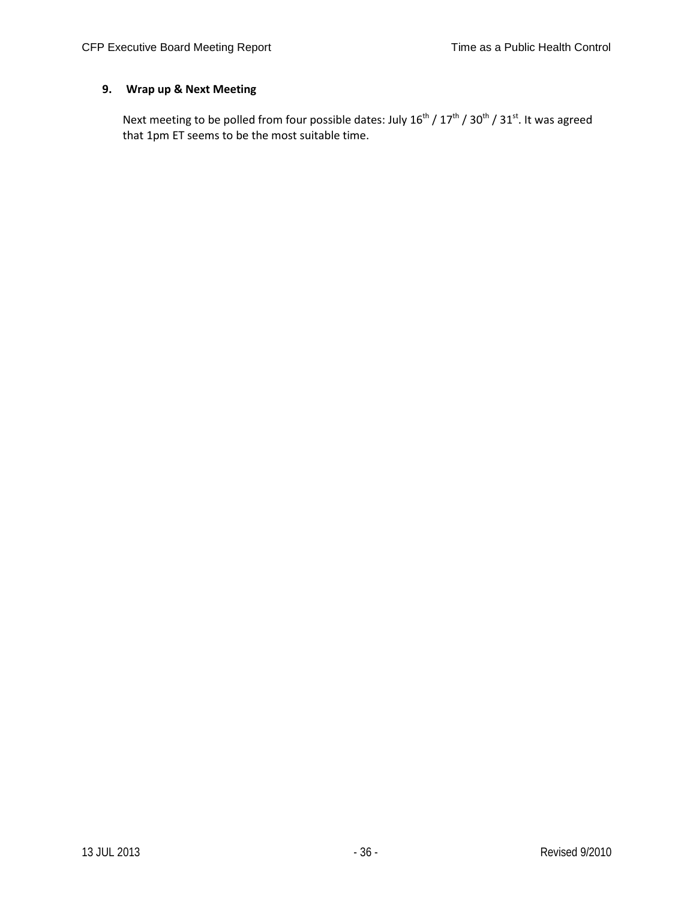## 9. Wrap up & Next Meeting

Next meeting to be polled from four possible dates: July 16th / 17th / 30th / 31st. It was agreed that 1pm ET seems to be the most suitable time.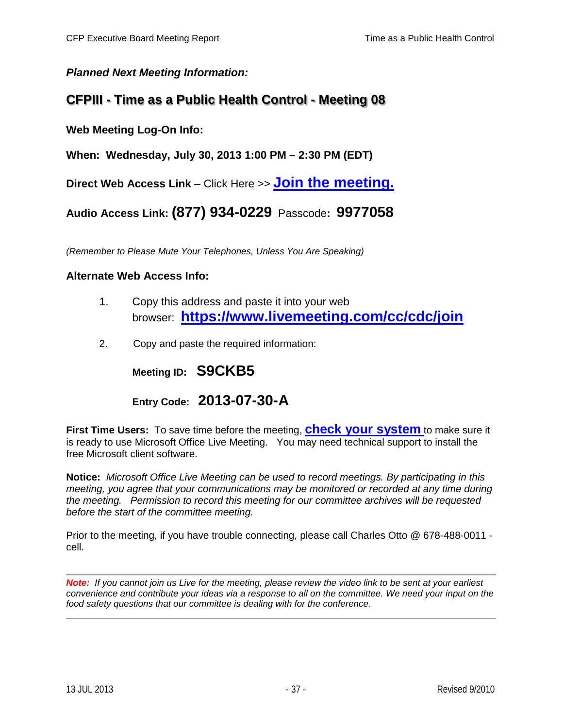***Planned Next Meeting Information:***

## CFPIII - Time as a Public Health Control - Meeting 08

**Web Meeting Log-On Info:**

**When: Wednesday, July 30, 2013 1:00 PM – 2:30 PM (EDT)**

**Direct Web Access Link** – Click Here >> **Join the meeting.**

**Audio Access Link: (877) 934-0229** Passcode**: 9977058**

*(Remember to Please Mute Your Telephones, Unless You Are Speaking)*

**Alternate Web Access Info:**

1. Copy this address and paste it into your web browser: **https://www.livemeeting.com/cc/cdc/join**

2. Copy and paste the required information:

   **Meeting ID: S9CKB5**

   **Entry Code: 2013-07-30-A**

**First Time Users:** To save time before the meeting, **check your system** to make sure it is ready to use Microsoft Office Live Meeting. You may need technical support to install the free Microsoft client software.

**Notice:** *Microsoft Office Live Meeting can be used to record meetings. By participating in this meeting, you agree that your communications may be monitored or recorded at any time during the meeting. Permission to record this meeting for our committee archives will be requested before the start of the committee meeting.*

Prior to the meeting, if you have trouble connecting, please call Charles Otto @ 678-488-0011 - cell.

---

***Note:*** *If you cannot join us Live for the meeting, please review the video link to be sent at your earliest convenience and contribute your ideas via a response to all on the committee. We need your input on the food safety questions that our committee is dealing with for the conference.*

---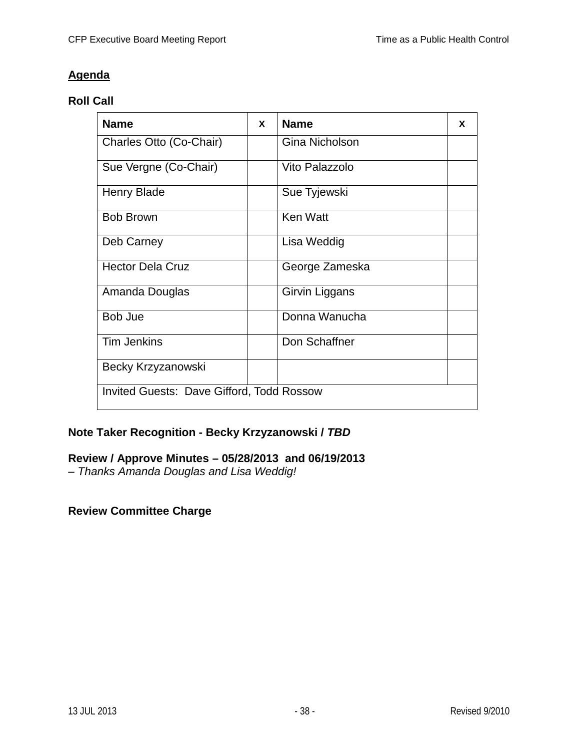**Agenda**

**Roll Call**

| Name | X | Name | X |
|---|---|---|---|
| Charles Otto (Co-Chair) | | Gina Nicholson | |
| Sue Vergne (Co-Chair) | | Vito Palazzolo | |
| Henry Blade | | Sue Tyjewski | |
| Bob Brown | | Ken Watt | |
| Deb Carney | | Lisa Weddig | |
| Hector Dela Cruz | | George Zameska | |
| Amanda Douglas | | Girvin Liggans | |
| Bob Jue | | Donna Wanucha | |
| Tim Jenkins | | Don Schaffner | |
| Becky Krzyzanowski | | | |
| Invited Guests: Dave Gifford, Todd Rossow | | | |

**Note Taker Recognition - Becky Krzyzanowski / *TBD***

**Review / Approve Minutes – 05/28/2013 and 06/19/2013**
– *Thanks Amanda Douglas and Lisa Weddig!*

**Review Committee Charge**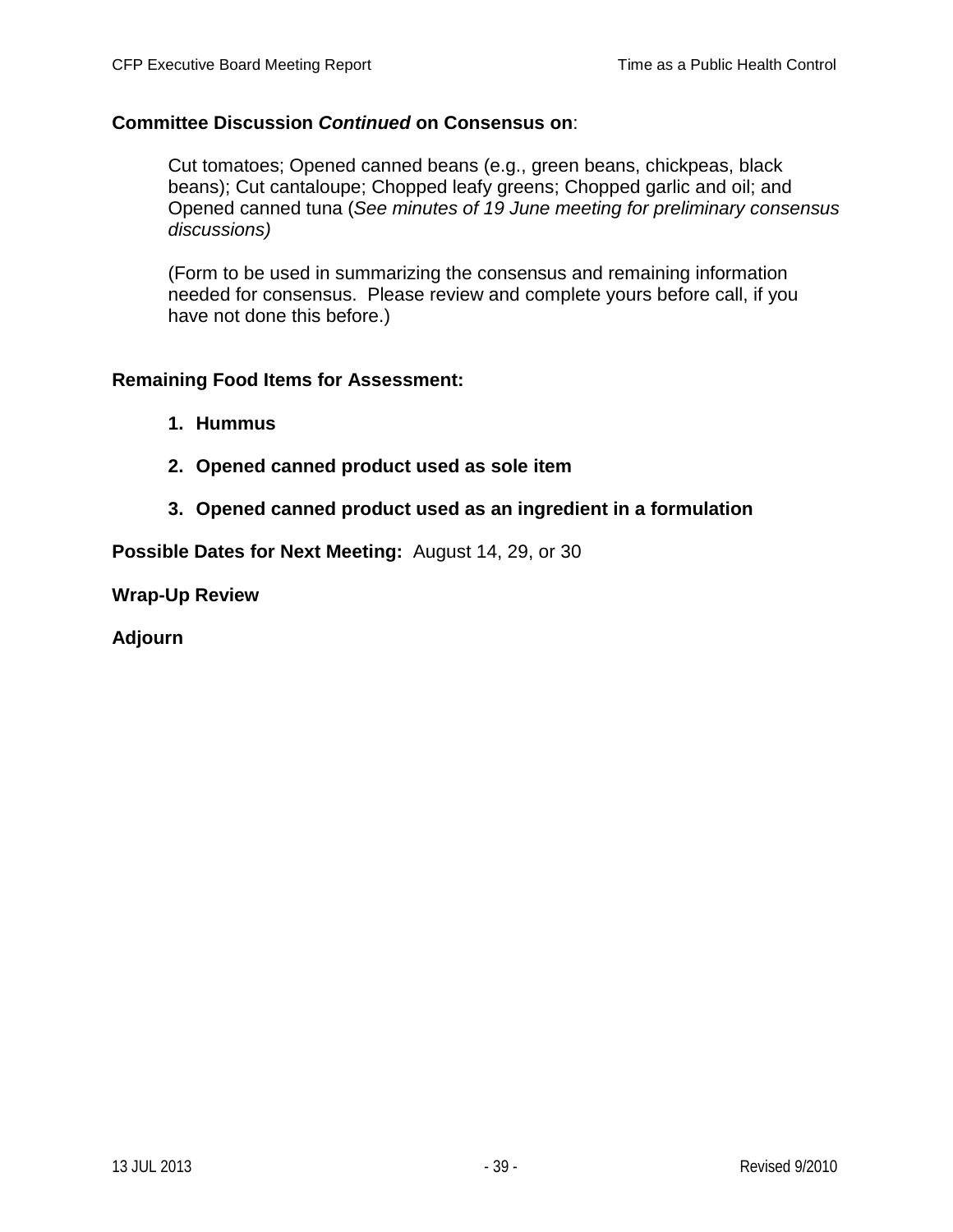**Committee Discussion *Continued* on Consensus on**:

Cut tomatoes; Opened canned beans (e.g., green beans, chickpeas, black beans); Cut cantaloupe; Chopped leafy greens; Chopped garlic and oil; and Opened canned tuna (*See minutes of 19 June meeting for preliminary consensus discussions)*

(Form to be used in summarizing the consensus and remaining information needed for consensus. Please review and complete yours before call, if you have not done this before.)

**Remaining Food Items for Assessment:**

1. **Hummus**
2. **Opened canned product used as sole item**
3. **Opened canned product used as an ingredient in a formulation**

**Possible Dates for Next Meeting:** August 14, 29, or 30

**Wrap-Up Review**

**Adjourn**